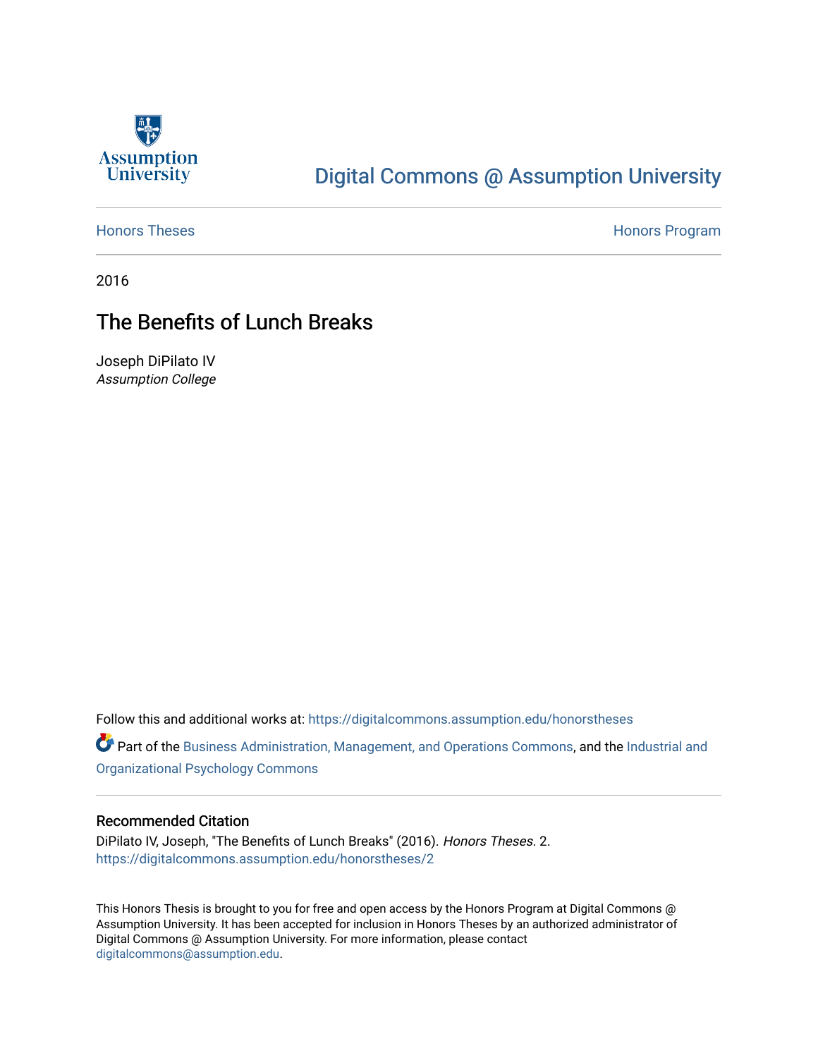Assumption University

# Digital Commons @ Assumption University

Honors Theses | Honors Program

2016

## The Benefits of Lunch Breaks

Joseph DiPilato IV
*Assumption College*

Follow this and additional works at: https://digitalcommons.assumption.edu/honorstheses

Part of the Business Administration, Management, and Operations Commons, and the Industrial and Organizational Psychology Commons

### Recommended Citation

DiPilato IV, Joseph, "The Benefits of Lunch Breaks" (2016). *Honors Theses*. 2.
https://digitalcommons.assumption.edu/honorstheses/2

This Honors Thesis is brought to you for free and open access by the Honors Program at Digital Commons @ Assumption University. It has been accepted for inclusion in Honors Theses by an authorized administrator of Digital Commons @ Assumption University. For more information, please contact digitalcommons@assumption.edu.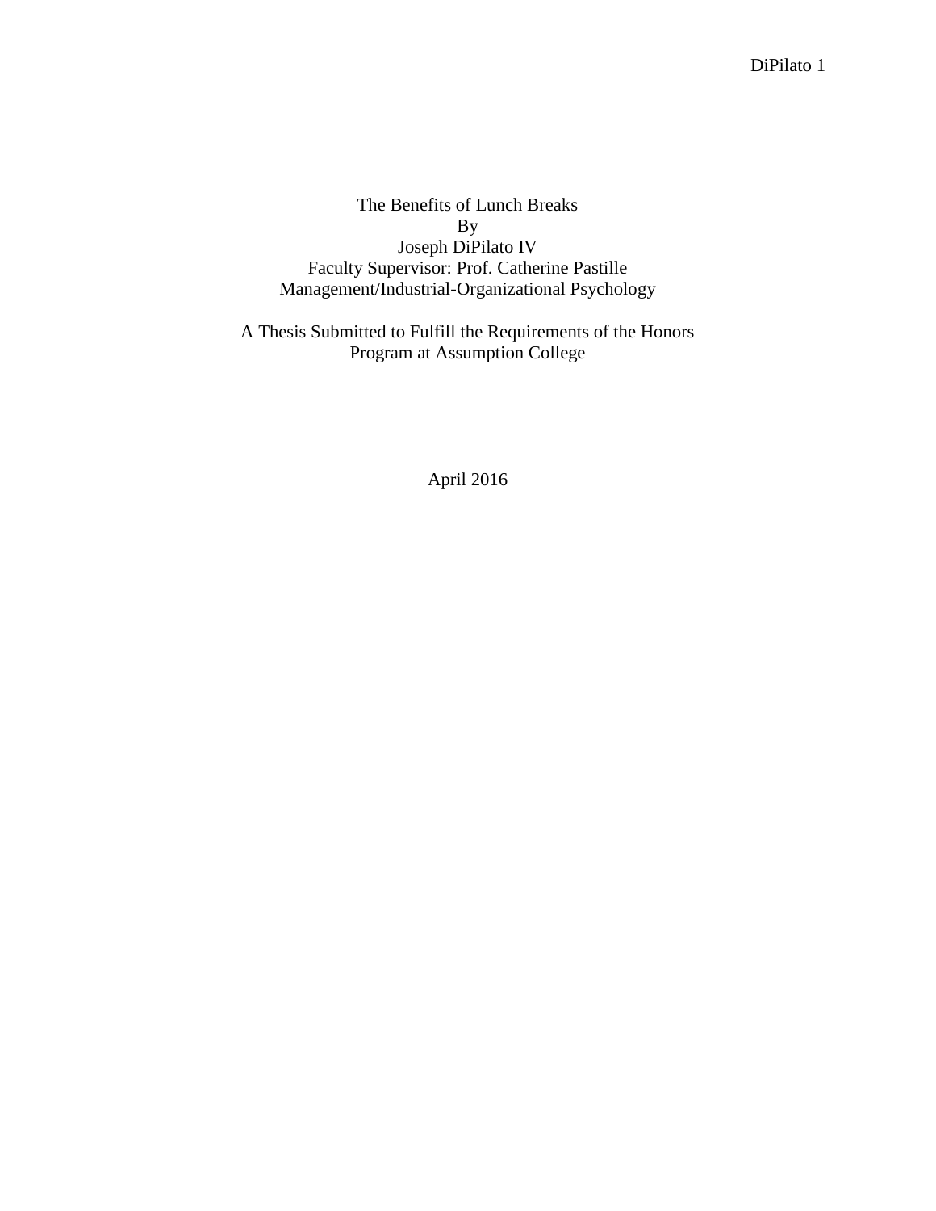The Benefits of Lunch Breaks

By

Joseph DiPilato IV

Faculty Supervisor: Prof. Catherine Pastille

Management/Industrial-Organizational Psychology

A Thesis Submitted to Fulfill the Requirements of the Honors Program at Assumption College

April 2016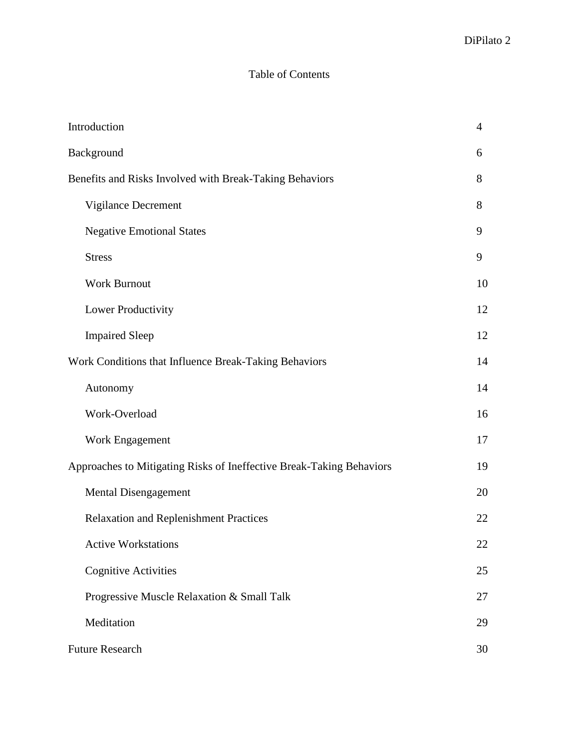# Table of Contents

| | |
|---|---|
| Introduction | 4 |
| Background | 6 |
| Benefits and Risks Involved with Break-Taking Behaviors | 8 |
| Vigilance Decrement | 8 |
| Negative Emotional States | 9 |
| Stress | 9 |
| Work Burnout | 10 |
| Lower Productivity | 12 |
| Impaired Sleep | 12 |
| Work Conditions that Influence Break-Taking Behaviors | 14 |
| Autonomy | 14 |
| Work-Overload | 16 |
| Work Engagement | 17 |
| Approaches to Mitigating Risks of Ineffective Break-Taking Behaviors | 19 |
| Mental Disengagement | 20 |
| Relaxation and Replenishment Practices | 22 |
| Active Workstations | 22 |
| Cognitive Activities | 25 |
| Progressive Muscle Relaxation & Small Talk | 27 |
| Meditation | 29 |
| Future Research | 30 |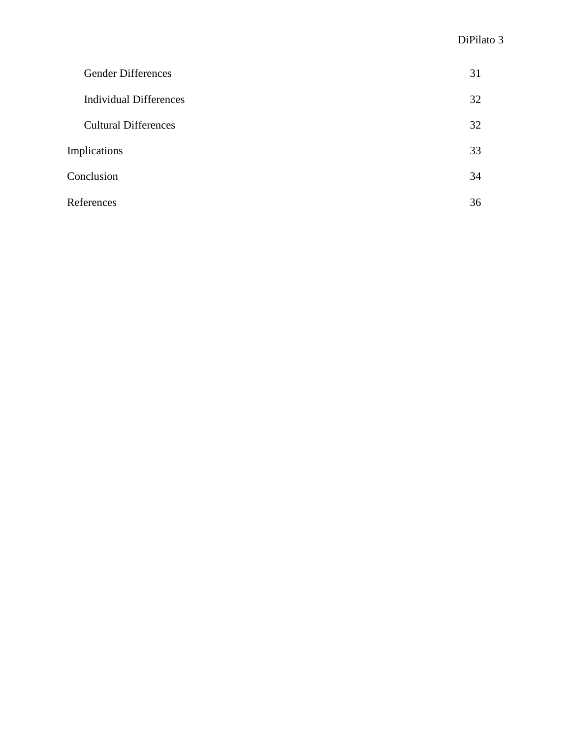| | |
|---|---|
| Gender Differences | 31 |
| Individual Differences | 32 |
| Cultural Differences | 32 |
| Implications | 33 |
| Conclusion | 34 |
| References | 36 |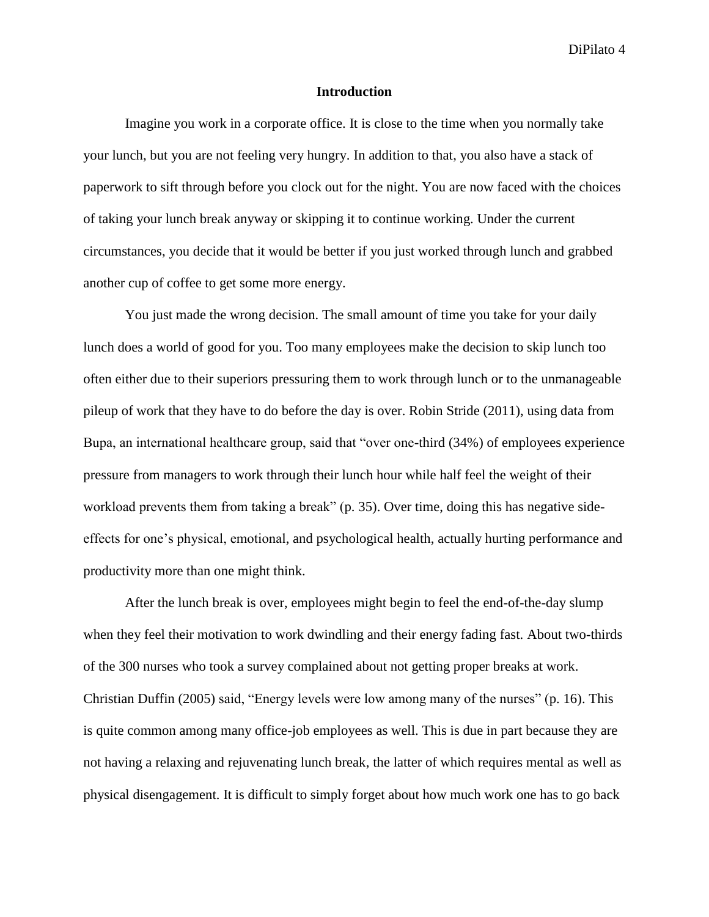## Introduction

Imagine you work in a corporate office. It is close to the time when you normally take your lunch, but you are not feeling very hungry. In addition to that, you also have a stack of paperwork to sift through before you clock out for the night. You are now faced with the choices of taking your lunch break anyway or skipping it to continue working. Under the current circumstances, you decide that it would be better if you just worked through lunch and grabbed another cup of coffee to get some more energy.

You just made the wrong decision. The small amount of time you take for your daily lunch does a world of good for you. Too many employees make the decision to skip lunch too often either due to their superiors pressuring them to work through lunch or to the unmanageable pileup of work that they have to do before the day is over. Robin Stride (2011), using data from Bupa, an international healthcare group, said that "over one-third (34%) of employees experience pressure from managers to work through their lunch hour while half feel the weight of their workload prevents them from taking a break" (p. 35). Over time, doing this has negative side-effects for one's physical, emotional, and psychological health, actually hurting performance and productivity more than one might think.

After the lunch break is over, employees might begin to feel the end-of-the-day slump when they feel their motivation to work dwindling and their energy fading fast. About two-thirds of the 300 nurses who took a survey complained about not getting proper breaks at work. Christian Duffin (2005) said, "Energy levels were low among many of the nurses" (p. 16). This is quite common among many office-job employees as well. This is due in part because they are not having a relaxing and rejuvenating lunch break, the latter of which requires mental as well as physical disengagement. It is difficult to simply forget about how much work one has to go back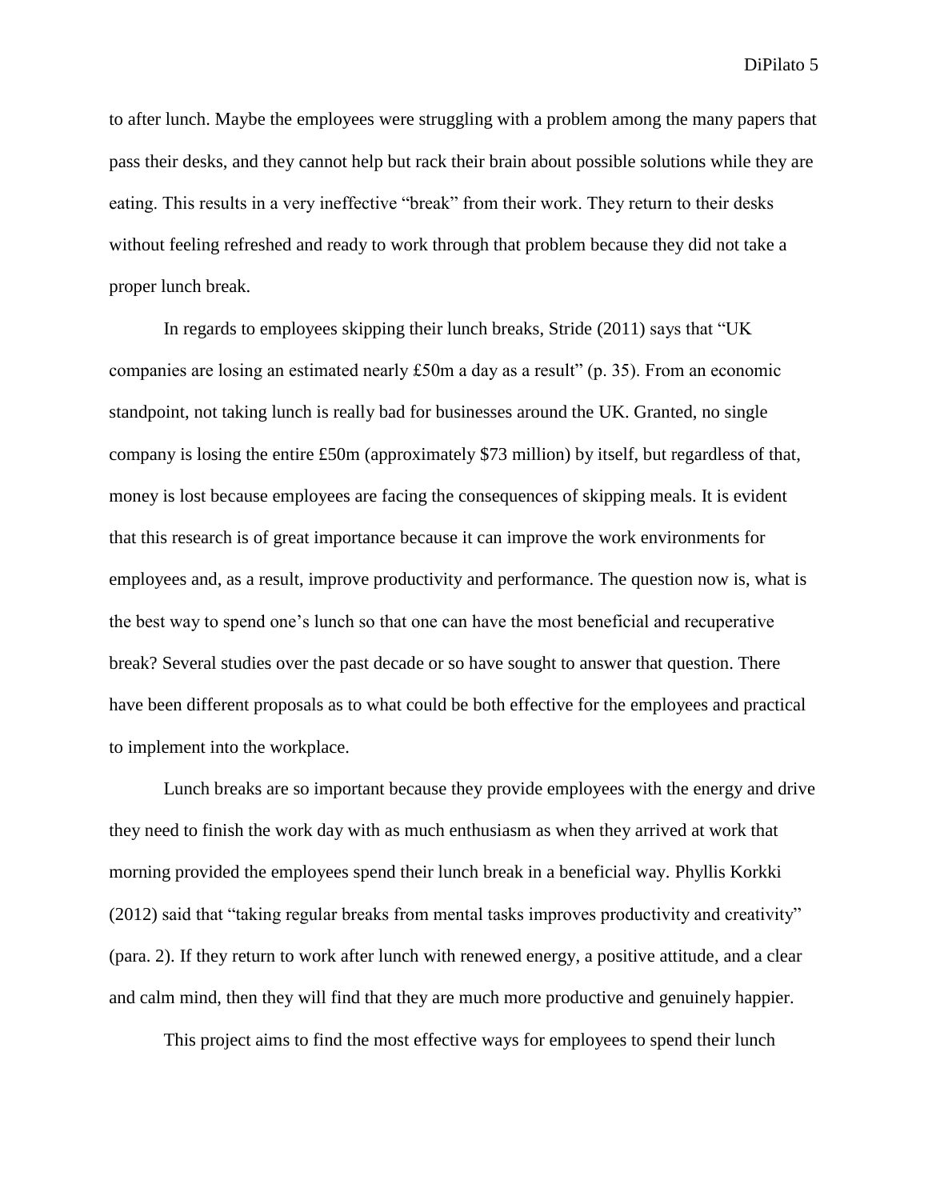to after lunch. Maybe the employees were struggling with a problem among the many papers that pass their desks, and they cannot help but rack their brain about possible solutions while they are eating. This results in a very ineffective "break" from their work. They return to their desks without feeling refreshed and ready to work through that problem because they did not take a proper lunch break.

In regards to employees skipping their lunch breaks, Stride (2011) says that "UK companies are losing an estimated nearly £50m a day as a result" (p. 35). From an economic standpoint, not taking lunch is really bad for businesses around the UK. Granted, no single company is losing the entire £50m (approximately $73 million) by itself, but regardless of that, money is lost because employees are facing the consequences of skipping meals. It is evident that this research is of great importance because it can improve the work environments for employees and, as a result, improve productivity and performance. The question now is, what is the best way to spend one's lunch so that one can have the most beneficial and recuperative break? Several studies over the past decade or so have sought to answer that question. There have been different proposals as to what could be both effective for the employees and practical to implement into the workplace.

Lunch breaks are so important because they provide employees with the energy and drive they need to finish the work day with as much enthusiasm as when they arrived at work that morning provided the employees spend their lunch break in a beneficial way. Phyllis Korkki (2012) said that "taking regular breaks from mental tasks improves productivity and creativity" (para. 2). If they return to work after lunch with renewed energy, a positive attitude, and a clear and calm mind, then they will find that they are much more productive and genuinely happier.

This project aims to find the most effective ways for employees to spend their lunch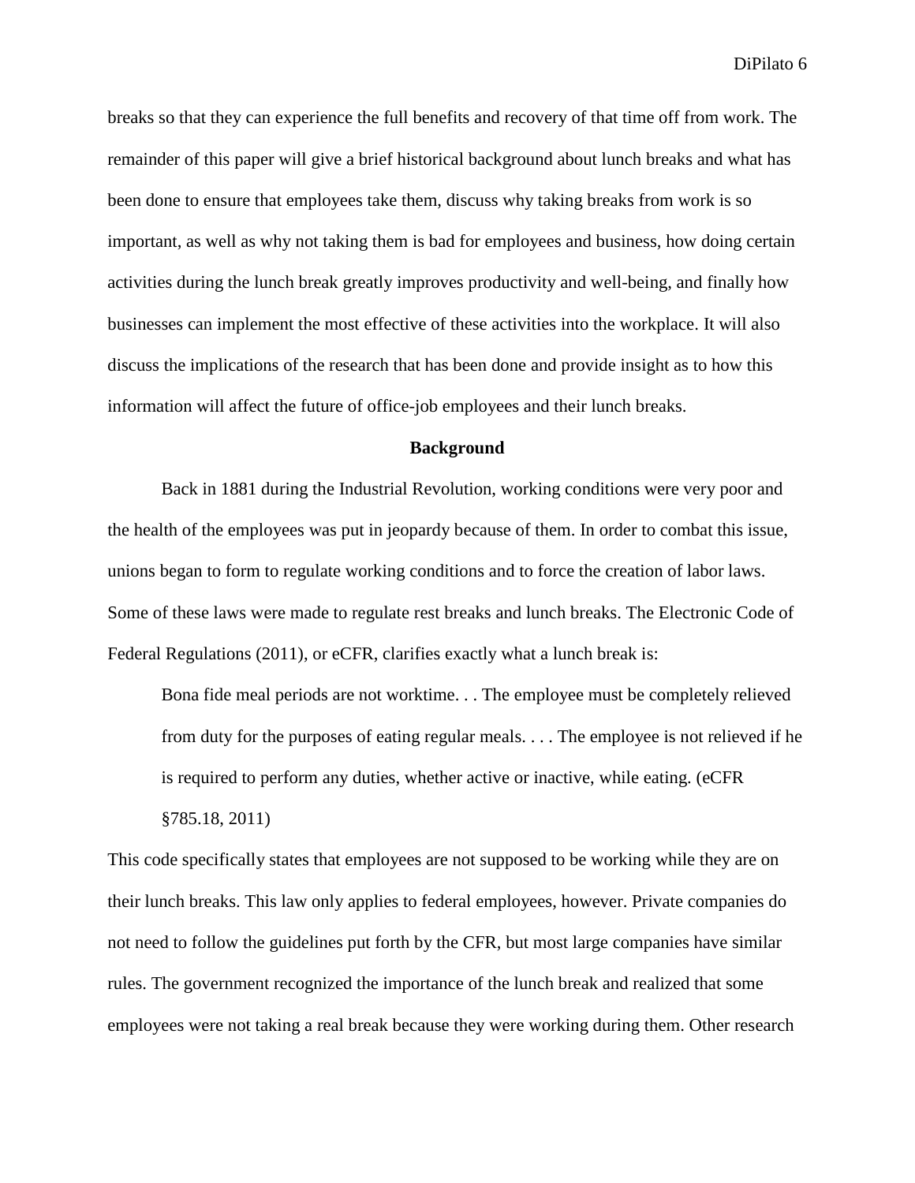breaks so that they can experience the full benefits and recovery of that time off from work. The remainder of this paper will give a brief historical background about lunch breaks and what has been done to ensure that employees take them, discuss why taking breaks from work is so important, as well as why not taking them is bad for employees and business, how doing certain activities during the lunch break greatly improves productivity and well-being, and finally how businesses can implement the most effective of these activities into the workplace. It will also discuss the implications of the research that has been done and provide insight as to how this information will affect the future of office-job employees and their lunch breaks.

## Background

Back in 1881 during the Industrial Revolution, working conditions were very poor and the health of the employees was put in jeopardy because of them. In order to combat this issue, unions began to form to regulate working conditions and to force the creation of labor laws. Some of these laws were made to regulate rest breaks and lunch breaks. The Electronic Code of Federal Regulations (2011), or eCFR, clarifies exactly what a lunch break is:

> Bona fide meal periods are not worktime. . . The employee must be completely relieved from duty for the purposes of eating regular meals. . . . The employee is not relieved if he is required to perform any duties, whether active or inactive, while eating. (eCFR §785.18, 2011)

This code specifically states that employees are not supposed to be working while they are on their lunch breaks. This law only applies to federal employees, however. Private companies do not need to follow the guidelines put forth by the CFR, but most large companies have similar rules. The government recognized the importance of the lunch break and realized that some employees were not taking a real break because they were working during them. Other research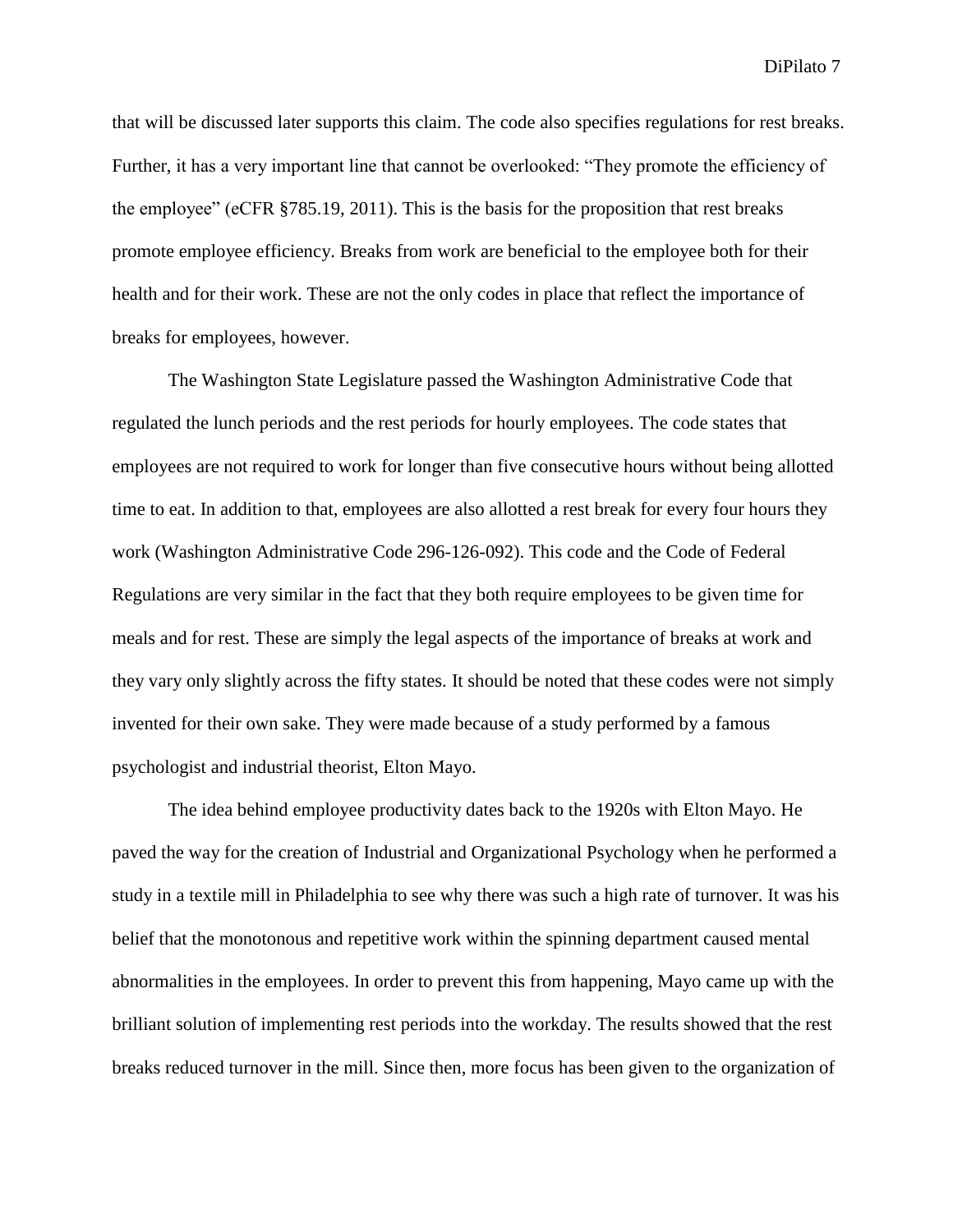that will be discussed later supports this claim. The code also specifies regulations for rest breaks. Further, it has a very important line that cannot be overlooked: "They promote the efficiency of the employee" (eCFR §785.19, 2011). This is the basis for the proposition that rest breaks promote employee efficiency. Breaks from work are beneficial to the employee both for their health and for their work. These are not the only codes in place that reflect the importance of breaks for employees, however.

The Washington State Legislature passed the Washington Administrative Code that regulated the lunch periods and the rest periods for hourly employees. The code states that employees are not required to work for longer than five consecutive hours without being allotted time to eat. In addition to that, employees are also allotted a rest break for every four hours they work (Washington Administrative Code 296-126-092). This code and the Code of Federal Regulations are very similar in the fact that they both require employees to be given time for meals and for rest. These are simply the legal aspects of the importance of breaks at work and they vary only slightly across the fifty states. It should be noted that these codes were not simply invented for their own sake. They were made because of a study performed by a famous psychologist and industrial theorist, Elton Mayo.

The idea behind employee productivity dates back to the 1920s with Elton Mayo. He paved the way for the creation of Industrial and Organizational Psychology when he performed a study in a textile mill in Philadelphia to see why there was such a high rate of turnover. It was his belief that the monotonous and repetitive work within the spinning department caused mental abnormalities in the employees. In order to prevent this from happening, Mayo came up with the brilliant solution of implementing rest periods into the workday. The results showed that the rest breaks reduced turnover in the mill. Since then, more focus has been given to the organization of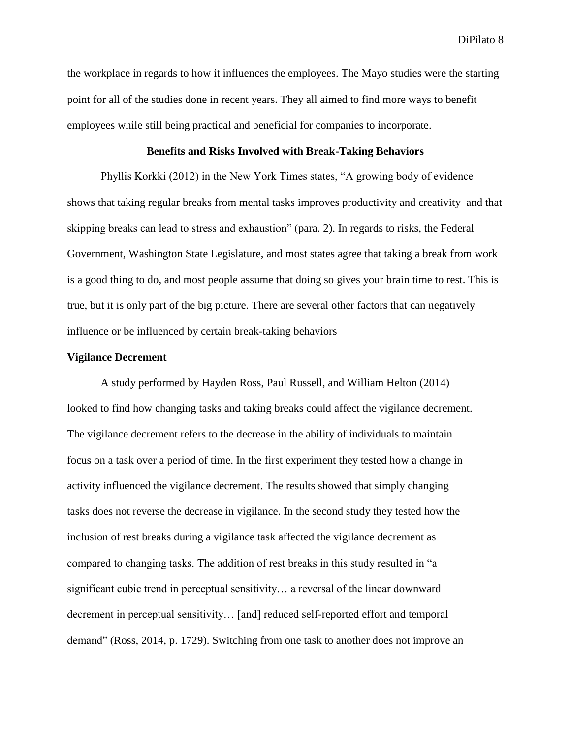the workplace in regards to how it influences the employees. The Mayo studies were the starting point for all of the studies done in recent years. They all aimed to find more ways to benefit employees while still being practical and beneficial for companies to incorporate.

## Benefits and Risks Involved with Break-Taking Behaviors

Phyllis Korkki (2012) in the New York Times states, "A growing body of evidence shows that taking regular breaks from mental tasks improves productivity and creativity–and that skipping breaks can lead to stress and exhaustion" (para. 2). In regards to risks, the Federal Government, Washington State Legislature, and most states agree that taking a break from work is a good thing to do, and most people assume that doing so gives your brain time to rest. This is true, but it is only part of the big picture. There are several other factors that can negatively influence or be influenced by certain break-taking behaviors

### Vigilance Decrement

A study performed by Hayden Ross, Paul Russell, and William Helton (2014) looked to find how changing tasks and taking breaks could affect the vigilance decrement. The vigilance decrement refers to the decrease in the ability of individuals to maintain focus on a task over a period of time. In the first experiment they tested how a change in activity influenced the vigilance decrement. The results showed that simply changing tasks does not reverse the decrease in vigilance. In the second study they tested how the inclusion of rest breaks during a vigilance task affected the vigilance decrement as compared to changing tasks. The addition of rest breaks in this study resulted in "a significant cubic trend in perceptual sensitivity… a reversal of the linear downward decrement in perceptual sensitivity… [and] reduced self-reported effort and temporal demand" (Ross, 2014, p. 1729). Switching from one task to another does not improve an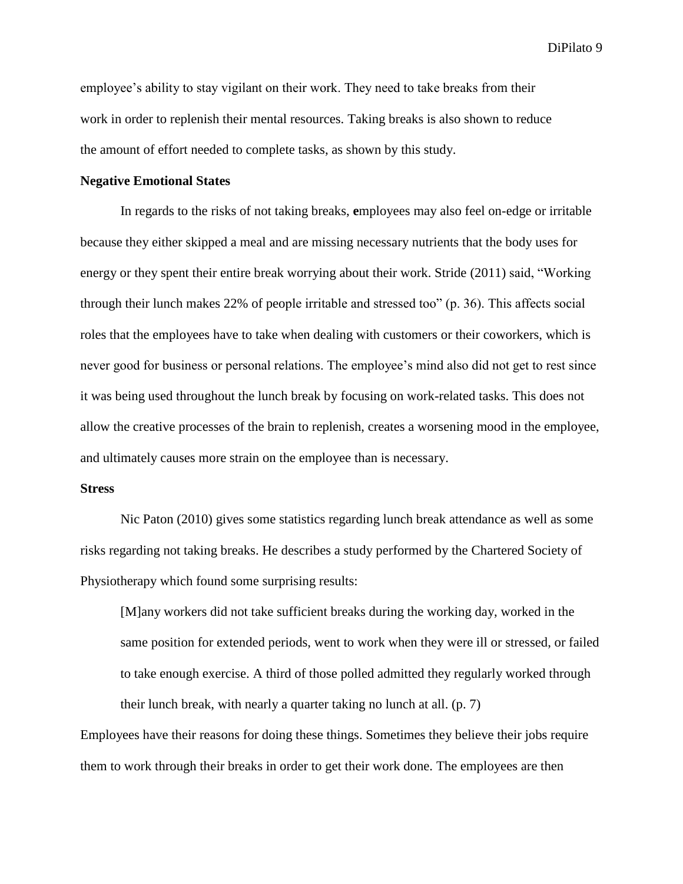employee's ability to stay vigilant on their work. They need to take breaks from their work in order to replenish their mental resources. Taking breaks is also shown to reduce the amount of effort needed to complete tasks, as shown by this study.

**Negative Emotional States**

In regards to the risks of not taking breaks, **e**mployees may also feel on-edge or irritable because they either skipped a meal and are missing necessary nutrients that the body uses for energy or they spent their entire break worrying about their work. Stride (2011) said, "Working through their lunch makes 22% of people irritable and stressed too" (p. 36). This affects social roles that the employees have to take when dealing with customers or their coworkers, which is never good for business or personal relations. The employee's mind also did not get to rest since it was being used throughout the lunch break by focusing on work-related tasks. This does not allow the creative processes of the brain to replenish, creates a worsening mood in the employee, and ultimately causes more strain on the employee than is necessary.

**Stress**

Nic Paton (2010) gives some statistics regarding lunch break attendance as well as some risks regarding not taking breaks. He describes a study performed by the Chartered Society of Physiotherapy which found some surprising results:

> [M]any workers did not take sufficient breaks during the working day, worked in the same position for extended periods, went to work when they were ill or stressed, or failed to take enough exercise. A third of those polled admitted they regularly worked through their lunch break, with nearly a quarter taking no lunch at all. (p. 7)

Employees have their reasons for doing these things. Sometimes they believe their jobs require them to work through their breaks in order to get their work done. The employees are then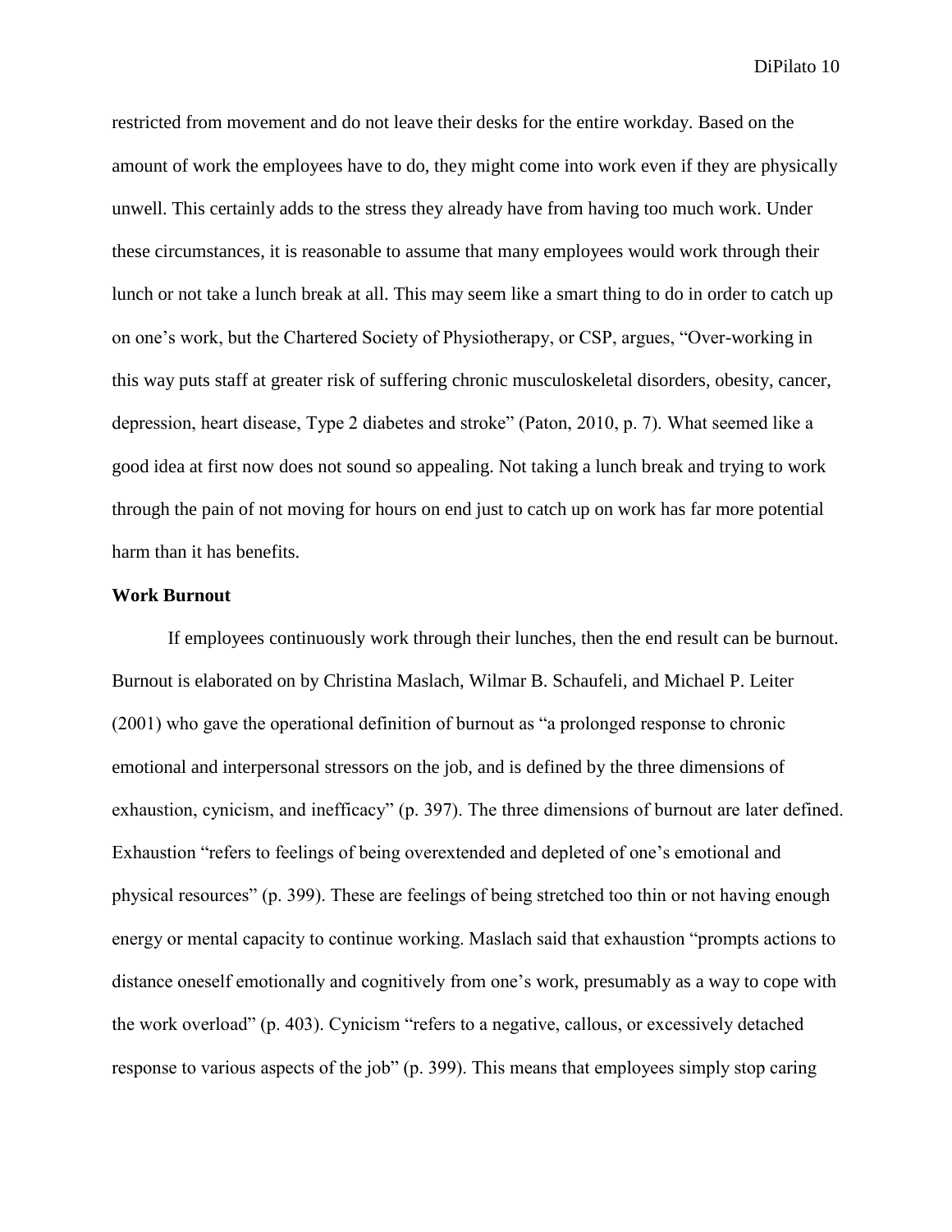restricted from movement and do not leave their desks for the entire workday. Based on the amount of work the employees have to do, they might come into work even if they are physically unwell. This certainly adds to the stress they already have from having too much work. Under these circumstances, it is reasonable to assume that many employees would work through their lunch or not take a lunch break at all. This may seem like a smart thing to do in order to catch up on one's work, but the Chartered Society of Physiotherapy, or CSP, argues, "Over-working in this way puts staff at greater risk of suffering chronic musculoskeletal disorders, obesity, cancer, depression, heart disease, Type 2 diabetes and stroke" (Paton, 2010, p. 7). What seemed like a good idea at first now does not sound so appealing. Not taking a lunch break and trying to work through the pain of not moving for hours on end just to catch up on work has far more potential harm than it has benefits.

**Work Burnout**

If employees continuously work through their lunches, then the end result can be burnout. Burnout is elaborated on by Christina Maslach, Wilmar B. Schaufeli, and Michael P. Leiter (2001) who gave the operational definition of burnout as "a prolonged response to chronic emotional and interpersonal stressors on the job, and is defined by the three dimensions of exhaustion, cynicism, and inefficacy" (p. 397). The three dimensions of burnout are later defined. Exhaustion "refers to feelings of being overextended and depleted of one's emotional and physical resources" (p. 399). These are feelings of being stretched too thin or not having enough energy or mental capacity to continue working. Maslach said that exhaustion "prompts actions to distance oneself emotionally and cognitively from one's work, presumably as a way to cope with the work overload" (p. 403). Cynicism "refers to a negative, callous, or excessively detached response to various aspects of the job" (p. 399). This means that employees simply stop caring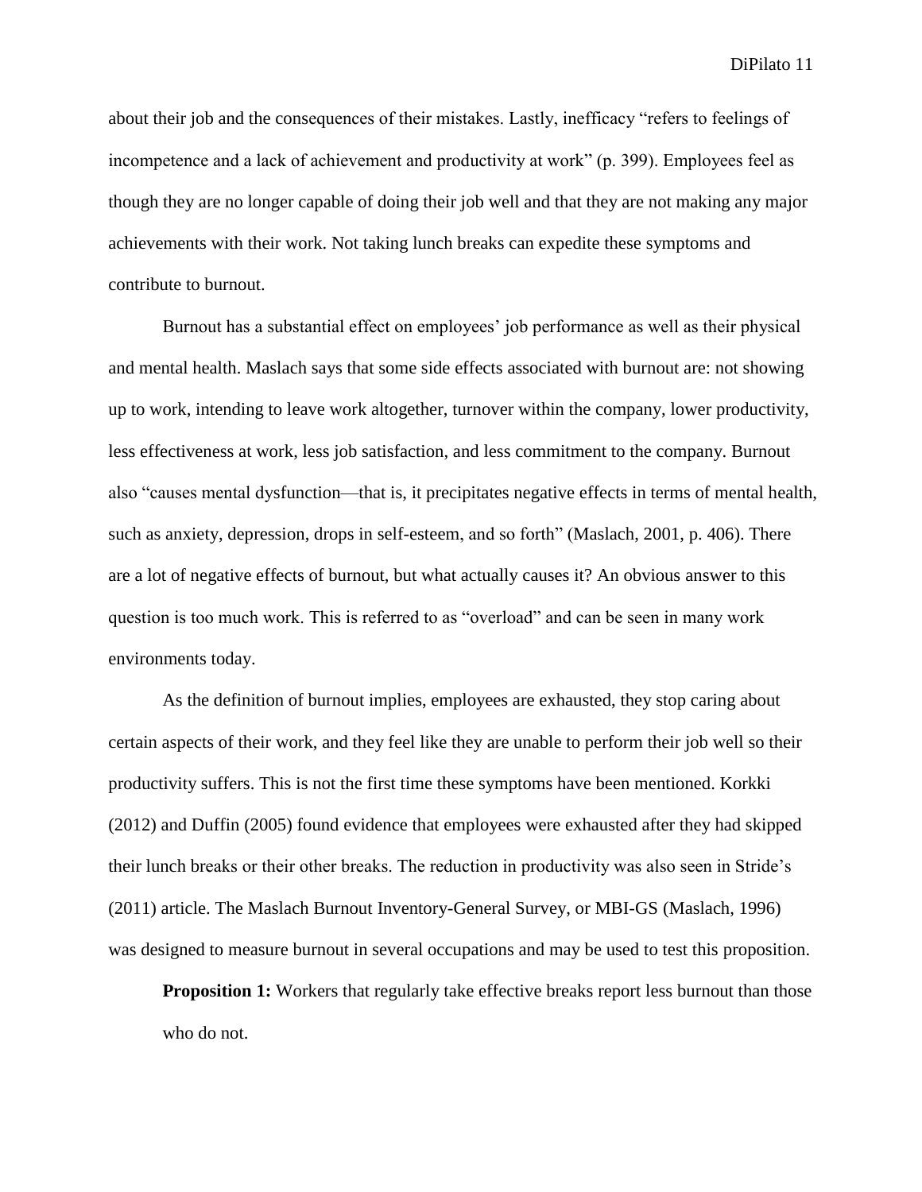about their job and the consequences of their mistakes. Lastly, inefficacy "refers to feelings of incompetence and a lack of achievement and productivity at work" (p. 399). Employees feel as though they are no longer capable of doing their job well and that they are not making any major achievements with their work. Not taking lunch breaks can expedite these symptoms and contribute to burnout.

Burnout has a substantial effect on employees' job performance as well as their physical and mental health. Maslach says that some side effects associated with burnout are: not showing up to work, intending to leave work altogether, turnover within the company, lower productivity, less effectiveness at work, less job satisfaction, and less commitment to the company. Burnout also "causes mental dysfunction—that is, it precipitates negative effects in terms of mental health, such as anxiety, depression, drops in self-esteem, and so forth" (Maslach, 2001, p. 406). There are a lot of negative effects of burnout, but what actually causes it? An obvious answer to this question is too much work. This is referred to as "overload" and can be seen in many work environments today.

As the definition of burnout implies, employees are exhausted, they stop caring about certain aspects of their work, and they feel like they are unable to perform their job well so their productivity suffers. This is not the first time these symptoms have been mentioned. Korkki (2012) and Duffin (2005) found evidence that employees were exhausted after they had skipped their lunch breaks or their other breaks. The reduction in productivity was also seen in Stride's (2011) article. The Maslach Burnout Inventory-General Survey, or MBI-GS (Maslach, 1996) was designed to measure burnout in several occupations and may be used to test this proposition.

**Proposition 1:** Workers that regularly take effective breaks report less burnout than those who do not.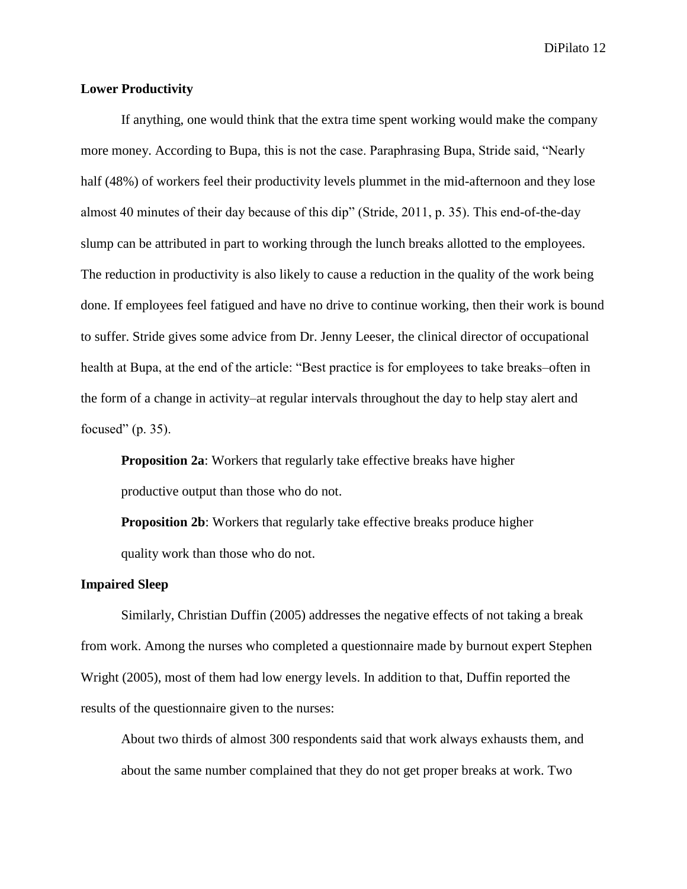**Lower Productivity**

If anything, one would think that the extra time spent working would make the company more money. According to Bupa, this is not the case. Paraphrasing Bupa, Stride said, "Nearly half (48%) of workers feel their productivity levels plummet in the mid-afternoon and they lose almost 40 minutes of their day because of this dip" (Stride, 2011, p. 35). This end-of-the-day slump can be attributed in part to working through the lunch breaks allotted to the employees. The reduction in productivity is also likely to cause a reduction in the quality of the work being done. If employees feel fatigued and have no drive to continue working, then their work is bound to suffer. Stride gives some advice from Dr. Jenny Leeser, the clinical director of occupational health at Bupa, at the end of the article: "Best practice is for employees to take breaks–often in the form of a change in activity–at regular intervals throughout the day to help stay alert and focused" (p. 35).

> **Proposition 2a**: Workers that regularly take effective breaks have higher productive output than those who do not.
>
> **Proposition 2b**: Workers that regularly take effective breaks produce higher quality work than those who do not.

**Impaired Sleep**

Similarly, Christian Duffin (2005) addresses the negative effects of not taking a break from work. Among the nurses who completed a questionnaire made by burnout expert Stephen Wright (2005), most of them had low energy levels. In addition to that, Duffin reported the results of the questionnaire given to the nurses:

> About two thirds of almost 300 respondents said that work always exhausts them, and about the same number complained that they do not get proper breaks at work. Two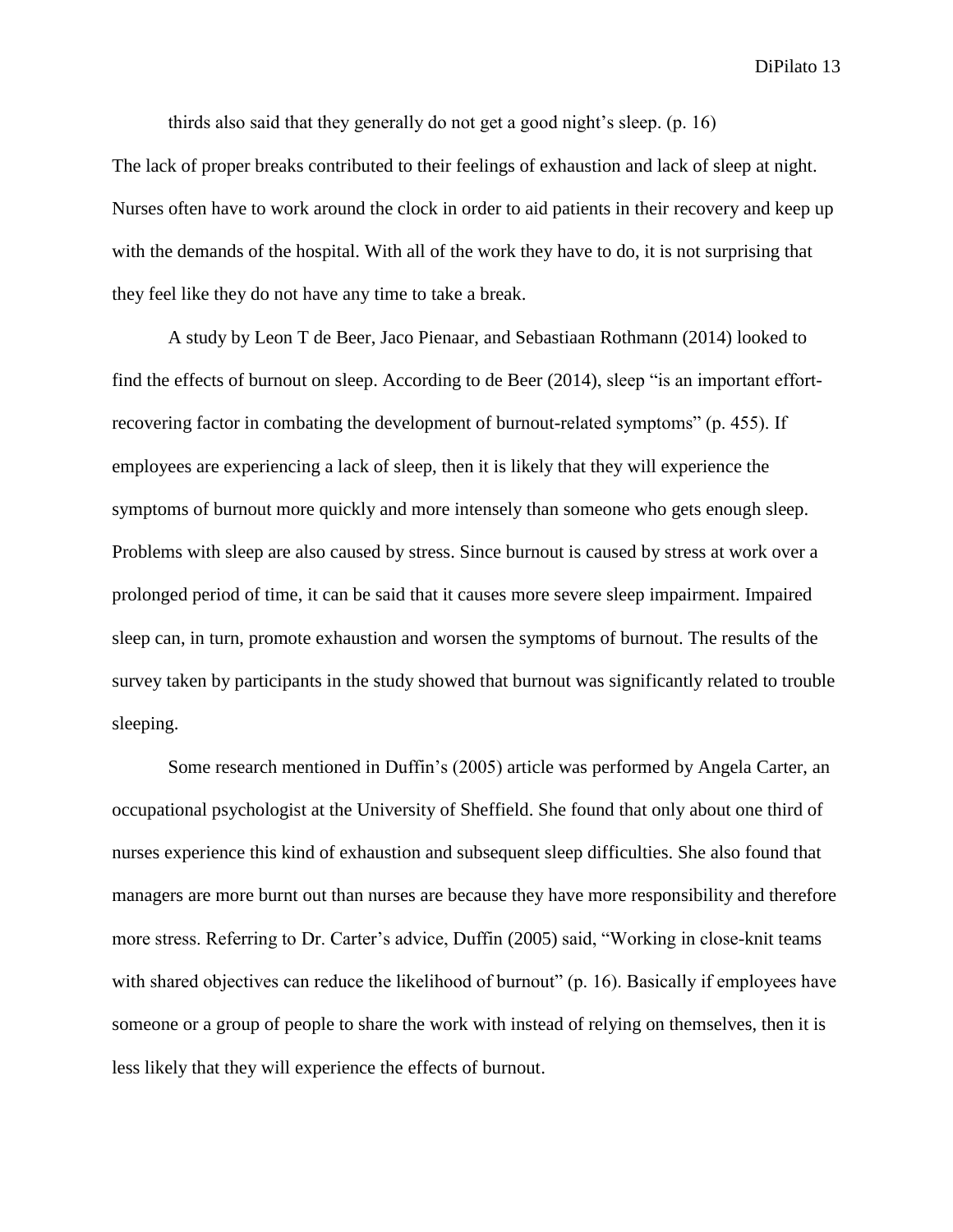thirds also said that they generally do not get a good night's sleep. (p. 16)

The lack of proper breaks contributed to their feelings of exhaustion and lack of sleep at night. Nurses often have to work around the clock in order to aid patients in their recovery and keep up with the demands of the hospital. With all of the work they have to do, it is not surprising that they feel like they do not have any time to take a break.

A study by Leon T de Beer, Jaco Pienaar, and Sebastiaan Rothmann (2014) looked to find the effects of burnout on sleep. According to de Beer (2014), sleep "is an important effort-recovering factor in combating the development of burnout-related symptoms" (p. 455). If employees are experiencing a lack of sleep, then it is likely that they will experience the symptoms of burnout more quickly and more intensely than someone who gets enough sleep. Problems with sleep are also caused by stress. Since burnout is caused by stress at work over a prolonged period of time, it can be said that it causes more severe sleep impairment. Impaired sleep can, in turn, promote exhaustion and worsen the symptoms of burnout. The results of the survey taken by participants in the study showed that burnout was significantly related to trouble sleeping.

Some research mentioned in Duffin's (2005) article was performed by Angela Carter, an occupational psychologist at the University of Sheffield. She found that only about one third of nurses experience this kind of exhaustion and subsequent sleep difficulties. She also found that managers are more burnt out than nurses are because they have more responsibility and therefore more stress. Referring to Dr. Carter's advice, Duffin (2005) said, "Working in close-knit teams with shared objectives can reduce the likelihood of burnout" (p. 16). Basically if employees have someone or a group of people to share the work with instead of relying on themselves, then it is less likely that they will experience the effects of burnout.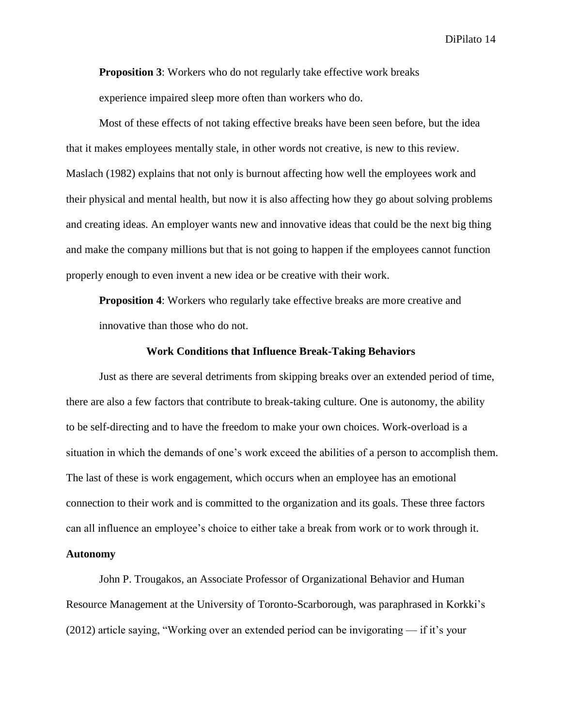**Proposition 3**: Workers who do not regularly take effective work breaks experience impaired sleep more often than workers who do.

Most of these effects of not taking effective breaks have been seen before, but the idea that it makes employees mentally stale, in other words not creative, is new to this review. Maslach (1982) explains that not only is burnout affecting how well the employees work and their physical and mental health, but now it is also affecting how they go about solving problems and creating ideas. An employer wants new and innovative ideas that could be the next big thing and make the company millions but that is not going to happen if the employees cannot function properly enough to even invent a new idea or be creative with their work.

**Proposition 4**: Workers who regularly take effective breaks are more creative and innovative than those who do not.

## Work Conditions that Influence Break-Taking Behaviors

Just as there are several detriments from skipping breaks over an extended period of time, there are also a few factors that contribute to break-taking culture. One is autonomy, the ability to be self-directing and to have the freedom to make your own choices. Work-overload is a situation in which the demands of one's work exceed the abilities of a person to accomplish them. The last of these is work engagement, which occurs when an employee has an emotional connection to their work and is committed to the organization and its goals. These three factors can all influence an employee's choice to either take a break from work or to work through it.

### Autonomy

John P. Trougakos, an Associate Professor of Organizational Behavior and Human Resource Management at the University of Toronto-Scarborough, was paraphrased in Korkki's (2012) article saying, "Working over an extended period can be invigorating — if it's your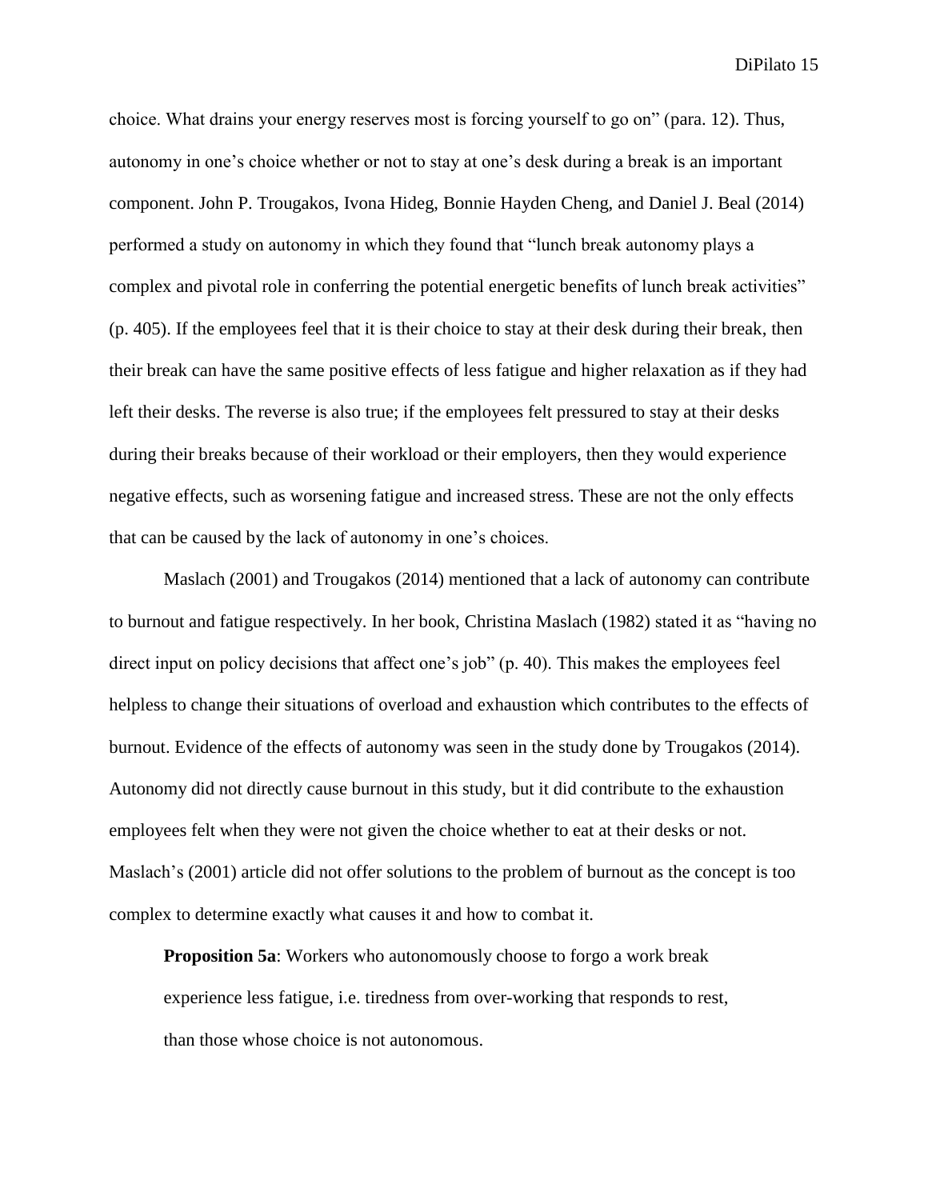choice. What drains your energy reserves most is forcing yourself to go on" (para. 12). Thus, autonomy in one's choice whether or not to stay at one's desk during a break is an important component. John P. Trougakos, Ivona Hideg, Bonnie Hayden Cheng, and Daniel J. Beal (2014) performed a study on autonomy in which they found that "lunch break autonomy plays a complex and pivotal role in conferring the potential energetic benefits of lunch break activities" (p. 405). If the employees feel that it is their choice to stay at their desk during their break, then their break can have the same positive effects of less fatigue and higher relaxation as if they had left their desks. The reverse is also true; if the employees felt pressured to stay at their desks during their breaks because of their workload or their employers, then they would experience negative effects, such as worsening fatigue and increased stress. These are not the only effects that can be caused by the lack of autonomy in one's choices.

Maslach (2001) and Trougakos (2014) mentioned that a lack of autonomy can contribute to burnout and fatigue respectively. In her book, Christina Maslach (1982) stated it as "having no direct input on policy decisions that affect one's job" (p. 40). This makes the employees feel helpless to change their situations of overload and exhaustion which contributes to the effects of burnout. Evidence of the effects of autonomy was seen in the study done by Trougakos (2014). Autonomy did not directly cause burnout in this study, but it did contribute to the exhaustion employees felt when they were not given the choice whether to eat at their desks or not. Maslach's (2001) article did not offer solutions to the problem of burnout as the concept is too complex to determine exactly what causes it and how to combat it.

> **Proposition 5a**: Workers who autonomously choose to forgo a work break experience less fatigue, i.e. tiredness from over-working that responds to rest, than those whose choice is not autonomous.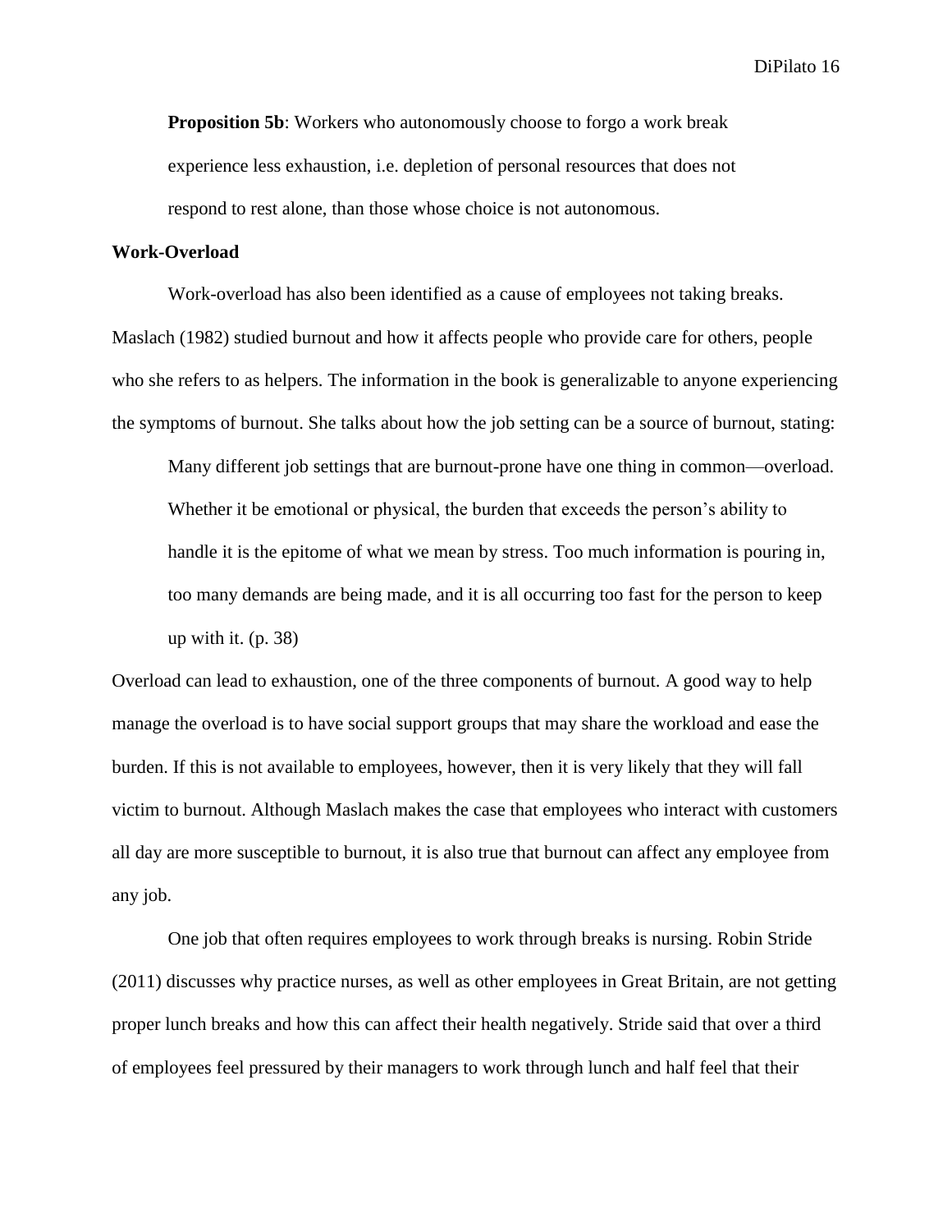**Proposition 5b**: Workers who autonomously choose to forgo a work break experience less exhaustion, i.e. depletion of personal resources that does not respond to rest alone, than those whose choice is not autonomous.

### Work-Overload

Work-overload has also been identified as a cause of employees not taking breaks. Maslach (1982) studied burnout and how it affects people who provide care for others, people who she refers to as helpers. The information in the book is generalizable to anyone experiencing the symptoms of burnout. She talks about how the job setting can be a source of burnout, stating:

> Many different job settings that are burnout-prone have one thing in common—overload. Whether it be emotional or physical, the burden that exceeds the person's ability to handle it is the epitome of what we mean by stress. Too much information is pouring in, too many demands are being made, and it is all occurring too fast for the person to keep up with it. (p. 38)

Overload can lead to exhaustion, one of the three components of burnout. A good way to help manage the overload is to have social support groups that may share the workload and ease the burden. If this is not available to employees, however, then it is very likely that they will fall victim to burnout. Although Maslach makes the case that employees who interact with customers all day are more susceptible to burnout, it is also true that burnout can affect any employee from any job.

One job that often requires employees to work through breaks is nursing. Robin Stride (2011) discusses why practice nurses, as well as other employees in Great Britain, are not getting proper lunch breaks and how this can affect their health negatively. Stride said that over a third of employees feel pressured by their managers to work through lunch and half feel that their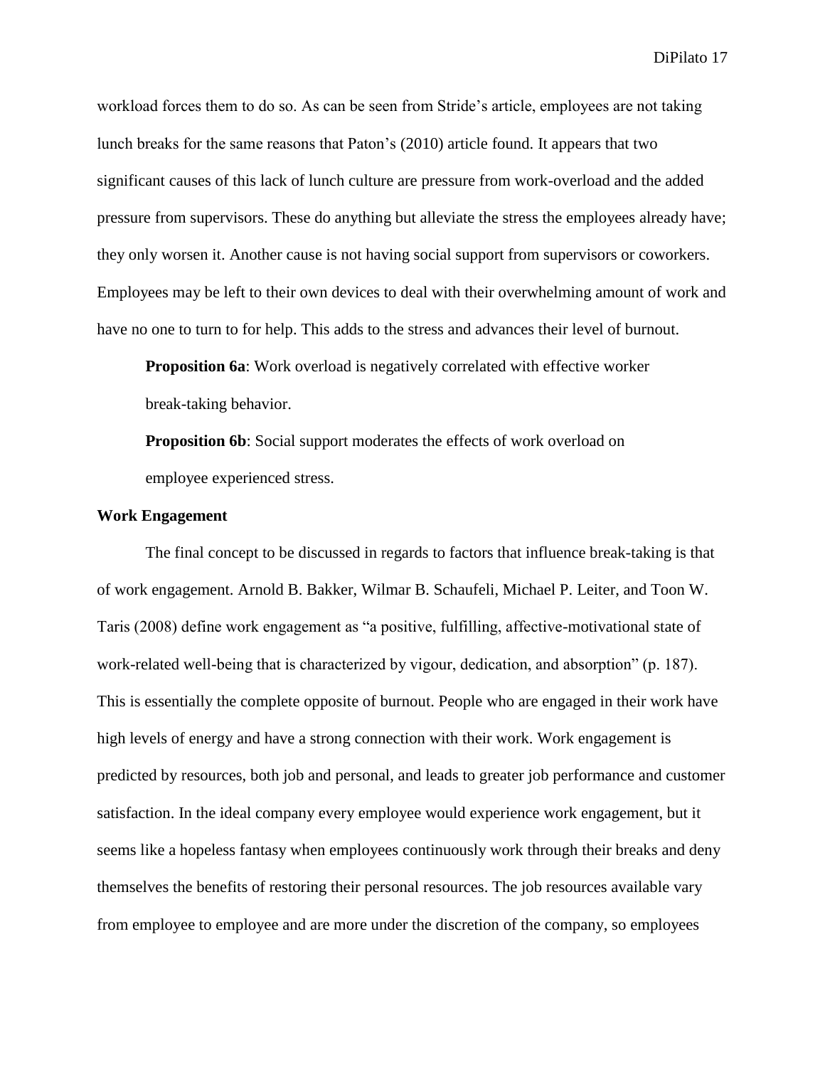workload forces them to do so. As can be seen from Stride's article, employees are not taking lunch breaks for the same reasons that Paton's (2010) article found. It appears that two significant causes of this lack of lunch culture are pressure from work-overload and the added pressure from supervisors. These do anything but alleviate the stress the employees already have; they only worsen it. Another cause is not having social support from supervisors or coworkers. Employees may be left to their own devices to deal with their overwhelming amount of work and have no one to turn to for help. This adds to the stress and advances their level of burnout.

**Proposition 6a**: Work overload is negatively correlated with effective worker break-taking behavior.

**Proposition 6b**: Social support moderates the effects of work overload on employee experienced stress.

### Work Engagement

The final concept to be discussed in regards to factors that influence break-taking is that of work engagement. Arnold B. Bakker, Wilmar B. Schaufeli, Michael P. Leiter, and Toon W. Taris (2008) define work engagement as "a positive, fulfilling, affective-motivational state of work-related well-being that is characterized by vigour, dedication, and absorption" (p. 187). This is essentially the complete opposite of burnout. People who are engaged in their work have high levels of energy and have a strong connection with their work. Work engagement is predicted by resources, both job and personal, and leads to greater job performance and customer satisfaction. In the ideal company every employee would experience work engagement, but it seems like a hopeless fantasy when employees continuously work through their breaks and deny themselves the benefits of restoring their personal resources. The job resources available vary from employee to employee and are more under the discretion of the company, so employees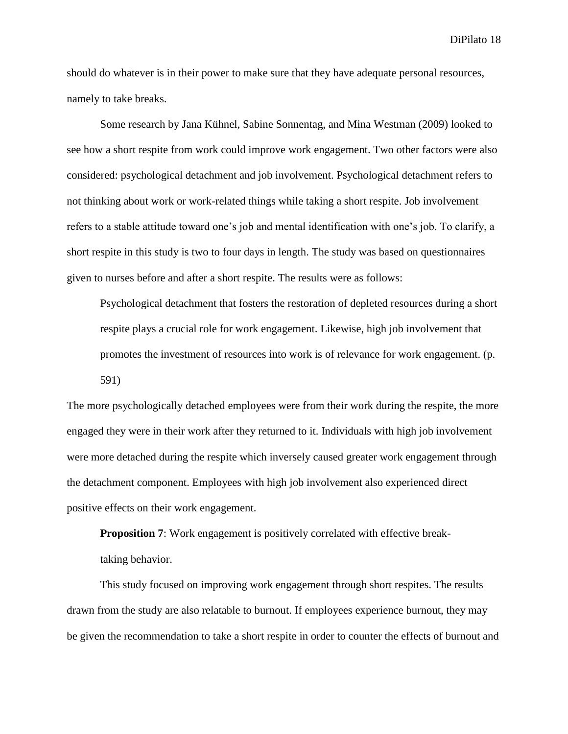should do whatever is in their power to make sure that they have adequate personal resources, namely to take breaks.

Some research by Jana Kühnel, Sabine Sonnentag, and Mina Westman (2009) looked to see how a short respite from work could improve work engagement. Two other factors were also considered: psychological detachment and job involvement. Psychological detachment refers to not thinking about work or work-related things while taking a short respite. Job involvement refers to a stable attitude toward one's job and mental identification with one's job. To clarify, a short respite in this study is two to four days in length. The study was based on questionnaires given to nurses before and after a short respite. The results were as follows:

> Psychological detachment that fosters the restoration of depleted resources during a short respite plays a crucial role for work engagement. Likewise, high job involvement that promotes the investment of resources into work is of relevance for work engagement. (p. 591)

The more psychologically detached employees were from their work during the respite, the more engaged they were in their work after they returned to it. Individuals with high job involvement were more detached during the respite which inversely caused greater work engagement through the detachment component. Employees with high job involvement also experienced direct positive effects on their work engagement.

**Proposition 7**: Work engagement is positively correlated with effective break-taking behavior.

This study focused on improving work engagement through short respites. The results drawn from the study are also relatable to burnout. If employees experience burnout, they may be given the recommendation to take a short respite in order to counter the effects of burnout and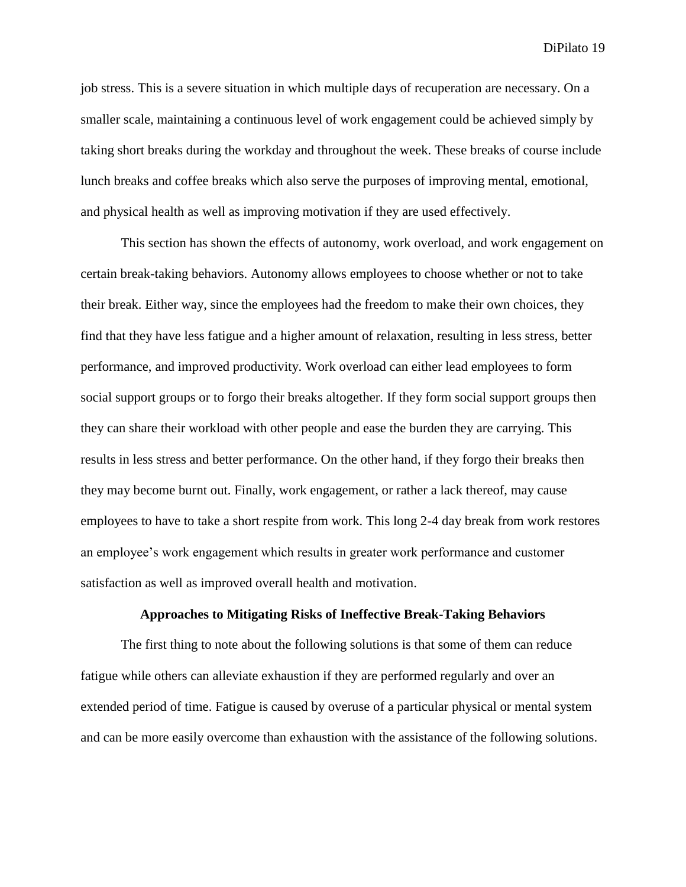job stress. This is a severe situation in which multiple days of recuperation are necessary. On a smaller scale, maintaining a continuous level of work engagement could be achieved simply by taking short breaks during the workday and throughout the week. These breaks of course include lunch breaks and coffee breaks which also serve the purposes of improving mental, emotional, and physical health as well as improving motivation if they are used effectively.

This section has shown the effects of autonomy, work overload, and work engagement on certain break-taking behaviors. Autonomy allows employees to choose whether or not to take their break. Either way, since the employees had the freedom to make their own choices, they find that they have less fatigue and a higher amount of relaxation, resulting in less stress, better performance, and improved productivity. Work overload can either lead employees to form social support groups or to forgo their breaks altogether. If they form social support groups then they can share their workload with other people and ease the burden they are carrying. This results in less stress and better performance. On the other hand, if they forgo their breaks then they may become burnt out. Finally, work engagement, or rather a lack thereof, may cause employees to have to take a short respite from work. This long 2-4 day break from work restores an employee's work engagement which results in greater work performance and customer satisfaction as well as improved overall health and motivation.

## Approaches to Mitigating Risks of Ineffective Break-Taking Behaviors

The first thing to note about the following solutions is that some of them can reduce fatigue while others can alleviate exhaustion if they are performed regularly and over an extended period of time. Fatigue is caused by overuse of a particular physical or mental system and can be more easily overcome than exhaustion with the assistance of the following solutions.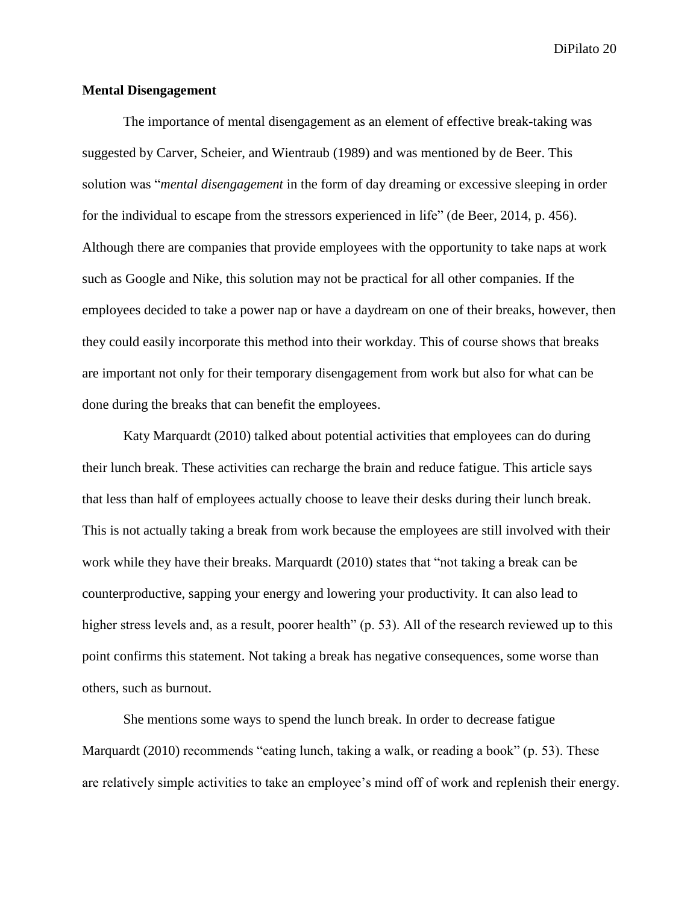**Mental Disengagement**

The importance of mental disengagement as an element of effective break-taking was suggested by Carver, Scheier, and Wientraub (1989) and was mentioned by de Beer. This solution was "*mental disengagement* in the form of day dreaming or excessive sleeping in order for the individual to escape from the stressors experienced in life" (de Beer, 2014, p. 456). Although there are companies that provide employees with the opportunity to take naps at work such as Google and Nike, this solution may not be practical for all other companies. If the employees decided to take a power nap or have a daydream on one of their breaks, however, then they could easily incorporate this method into their workday. This of course shows that breaks are important not only for their temporary disengagement from work but also for what can be done during the breaks that can benefit the employees.

Katy Marquardt (2010) talked about potential activities that employees can do during their lunch break. These activities can recharge the brain and reduce fatigue. This article says that less than half of employees actually choose to leave their desks during their lunch break. This is not actually taking a break from work because the employees are still involved with their work while they have their breaks. Marquardt (2010) states that "not taking a break can be counterproductive, sapping your energy and lowering your productivity. It can also lead to higher stress levels and, as a result, poorer health" (p. 53). All of the research reviewed up to this point confirms this statement. Not taking a break has negative consequences, some worse than others, such as burnout.

She mentions some ways to spend the lunch break. In order to decrease fatigue Marquardt (2010) recommends "eating lunch, taking a walk, or reading a book" (p. 53). These are relatively simple activities to take an employee's mind off of work and replenish their energy.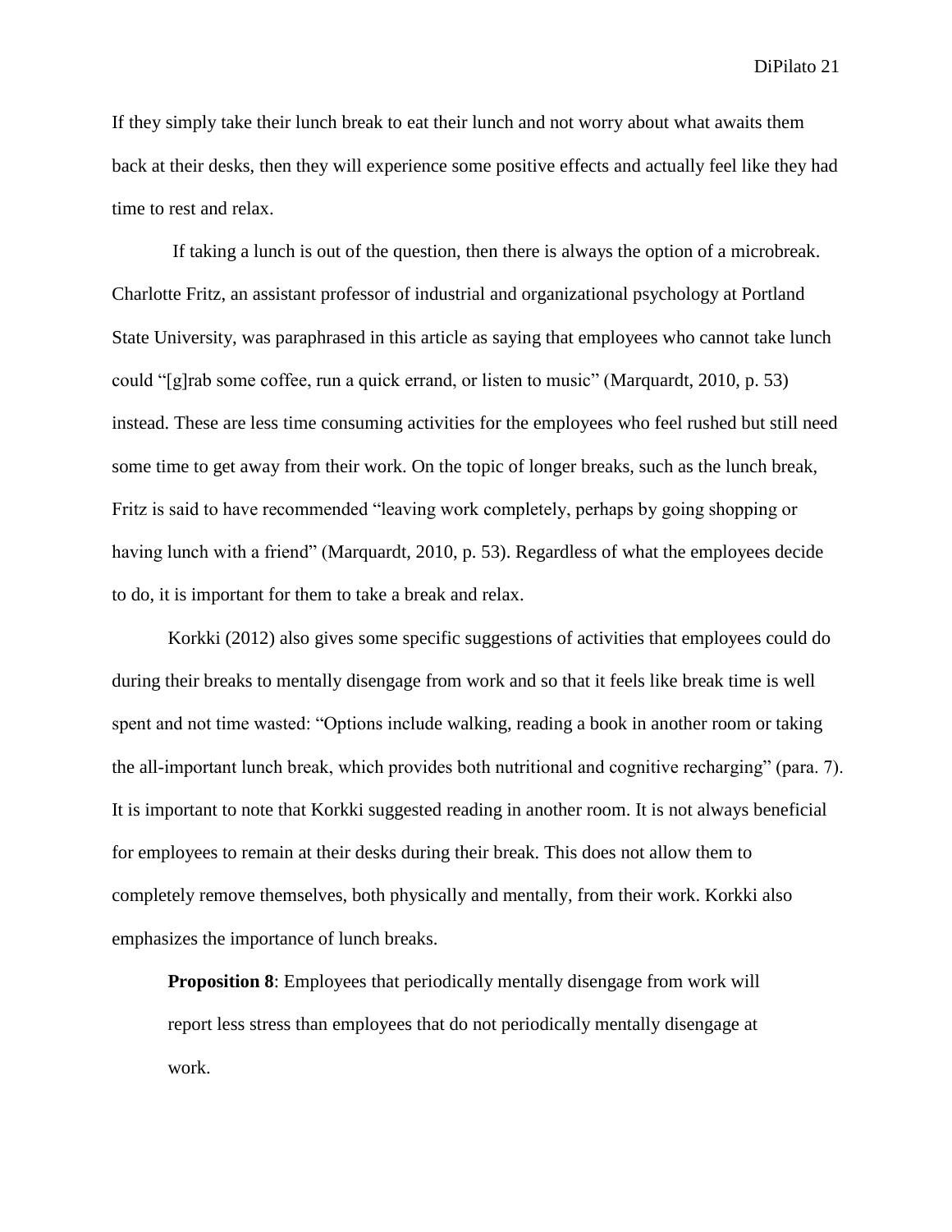If they simply take their lunch break to eat their lunch and not worry about what awaits them back at their desks, then they will experience some positive effects and actually feel like they had time to rest and relax.

If taking a lunch is out of the question, then there is always the option of a microbreak. Charlotte Fritz, an assistant professor of industrial and organizational psychology at Portland State University, was paraphrased in this article as saying that employees who cannot take lunch could "[g]rab some coffee, run a quick errand, or listen to music" (Marquardt, 2010, p. 53) instead. These are less time consuming activities for the employees who feel rushed but still need some time to get away from their work. On the topic of longer breaks, such as the lunch break, Fritz is said to have recommended "leaving work completely, perhaps by going shopping or having lunch with a friend" (Marquardt, 2010, p. 53). Regardless of what the employees decide to do, it is important for them to take a break and relax.

Korkki (2012) also gives some specific suggestions of activities that employees could do during their breaks to mentally disengage from work and so that it feels like break time is well spent and not time wasted: "Options include walking, reading a book in another room or taking the all-important lunch break, which provides both nutritional and cognitive recharging" (para. 7). It is important to note that Korkki suggested reading in another room. It is not always beneficial for employees to remain at their desks during their break. This does not allow them to completely remove themselves, both physically and mentally, from their work. Korkki also emphasizes the importance of lunch breaks.

> **Proposition 8**: Employees that periodically mentally disengage from work will report less stress than employees that do not periodically mentally disengage at work.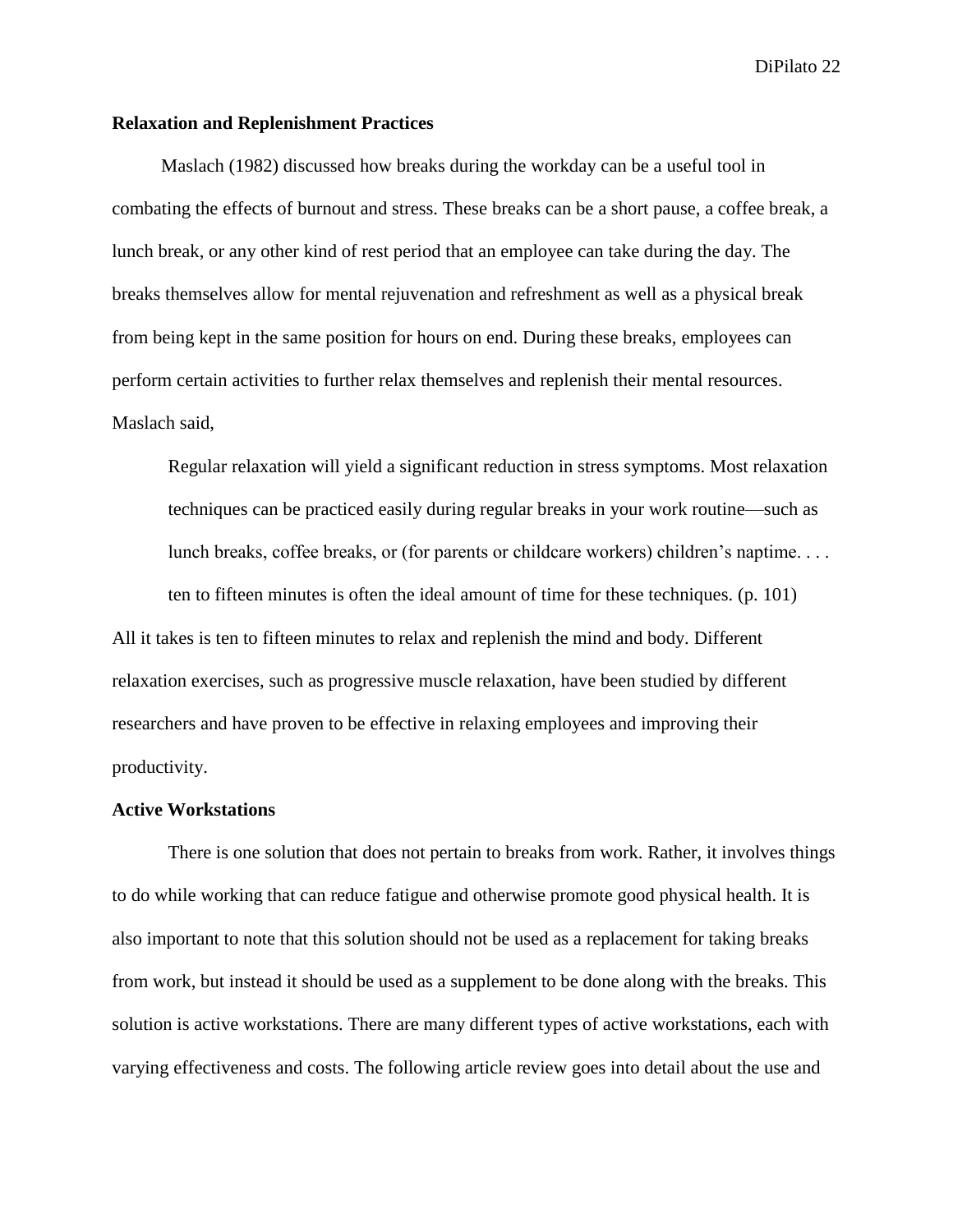**Relaxation and Replenishment Practices**

Maslach (1982) discussed how breaks during the workday can be a useful tool in combating the effects of burnout and stress. These breaks can be a short pause, a coffee break, a lunch break, or any other kind of rest period that an employee can take during the day. The breaks themselves allow for mental rejuvenation and refreshment as well as a physical break from being kept in the same position for hours on end. During these breaks, employees can perform certain activities to further relax themselves and replenish their mental resources. Maslach said,

> Regular relaxation will yield a significant reduction in stress symptoms. Most relaxation techniques can be practiced easily during regular breaks in your work routine—such as lunch breaks, coffee breaks, or (for parents or childcare workers) children's naptime. . . . ten to fifteen minutes is often the ideal amount of time for these techniques. (p. 101)

All it takes is ten to fifteen minutes to relax and replenish the mind and body. Different relaxation exercises, such as progressive muscle relaxation, have been studied by different researchers and have proven to be effective in relaxing employees and improving their productivity.

**Active Workstations**

There is one solution that does not pertain to breaks from work. Rather, it involves things to do while working that can reduce fatigue and otherwise promote good physical health. It is also important to note that this solution should not be used as a replacement for taking breaks from work, but instead it should be used as a supplement to be done along with the breaks. This solution is active workstations. There are many different types of active workstations, each with varying effectiveness and costs. The following article review goes into detail about the use and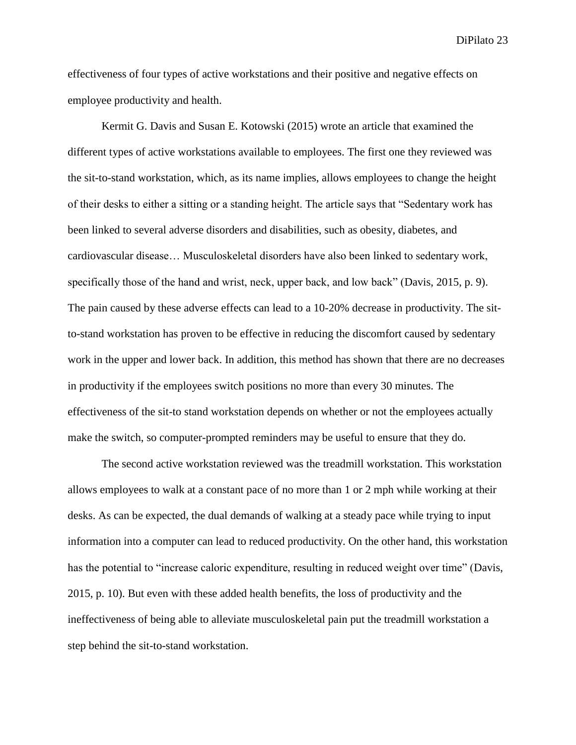effectiveness of four types of active workstations and their positive and negative effects on employee productivity and health.

Kermit G. Davis and Susan E. Kotowski (2015) wrote an article that examined the different types of active workstations available to employees. The first one they reviewed was the sit-to-stand workstation, which, as its name implies, allows employees to change the height of their desks to either a sitting or a standing height. The article says that "Sedentary work has been linked to several adverse disorders and disabilities, such as obesity, diabetes, and cardiovascular disease… Musculoskeletal disorders have also been linked to sedentary work, specifically those of the hand and wrist, neck, upper back, and low back" (Davis, 2015, p. 9). The pain caused by these adverse effects can lead to a 10-20% decrease in productivity. The sit-to-stand workstation has proven to be effective in reducing the discomfort caused by sedentary work in the upper and lower back. In addition, this method has shown that there are no decreases in productivity if the employees switch positions no more than every 30 minutes. The effectiveness of the sit-to stand workstation depends on whether or not the employees actually make the switch, so computer-prompted reminders may be useful to ensure that they do.

The second active workstation reviewed was the treadmill workstation. This workstation allows employees to walk at a constant pace of no more than 1 or 2 mph while working at their desks. As can be expected, the dual demands of walking at a steady pace while trying to input information into a computer can lead to reduced productivity. On the other hand, this workstation has the potential to "increase caloric expenditure, resulting in reduced weight over time" (Davis, 2015, p. 10). But even with these added health benefits, the loss of productivity and the ineffectiveness of being able to alleviate musculoskeletal pain put the treadmill workstation a step behind the sit-to-stand workstation.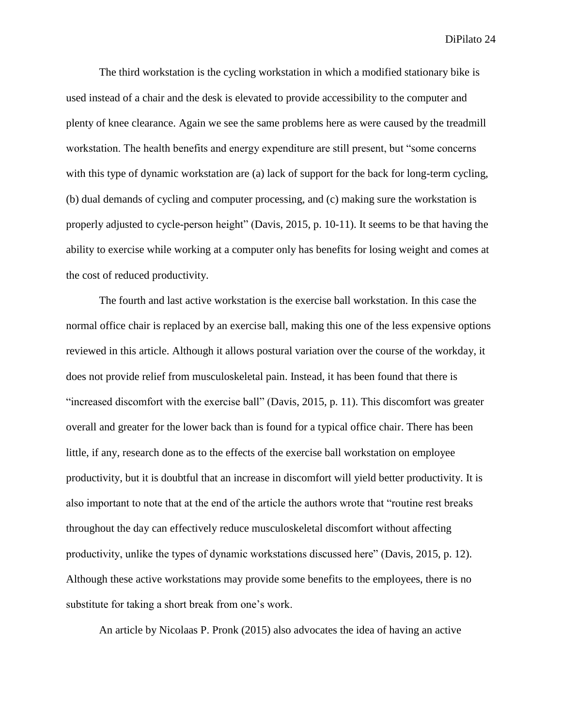The third workstation is the cycling workstation in which a modified stationary bike is used instead of a chair and the desk is elevated to provide accessibility to the computer and plenty of knee clearance. Again we see the same problems here as were caused by the treadmill workstation. The health benefits and energy expenditure are still present, but "some concerns with this type of dynamic workstation are (a) lack of support for the back for long-term cycling, (b) dual demands of cycling and computer processing, and (c) making sure the workstation is properly adjusted to cycle-person height" (Davis, 2015, p. 10-11). It seems to be that having the ability to exercise while working at a computer only has benefits for losing weight and comes at the cost of reduced productivity.

The fourth and last active workstation is the exercise ball workstation. In this case the normal office chair is replaced by an exercise ball, making this one of the less expensive options reviewed in this article. Although it allows postural variation over the course of the workday, it does not provide relief from musculoskeletal pain. Instead, it has been found that there is "increased discomfort with the exercise ball" (Davis, 2015, p. 11). This discomfort was greater overall and greater for the lower back than is found for a typical office chair. There has been little, if any, research done as to the effects of the exercise ball workstation on employee productivity, but it is doubtful that an increase in discomfort will yield better productivity. It is also important to note that at the end of the article the authors wrote that "routine rest breaks throughout the day can effectively reduce musculoskeletal discomfort without affecting productivity, unlike the types of dynamic workstations discussed here" (Davis, 2015, p. 12). Although these active workstations may provide some benefits to the employees, there is no substitute for taking a short break from one's work.

An article by Nicolaas P. Pronk (2015) also advocates the idea of having an active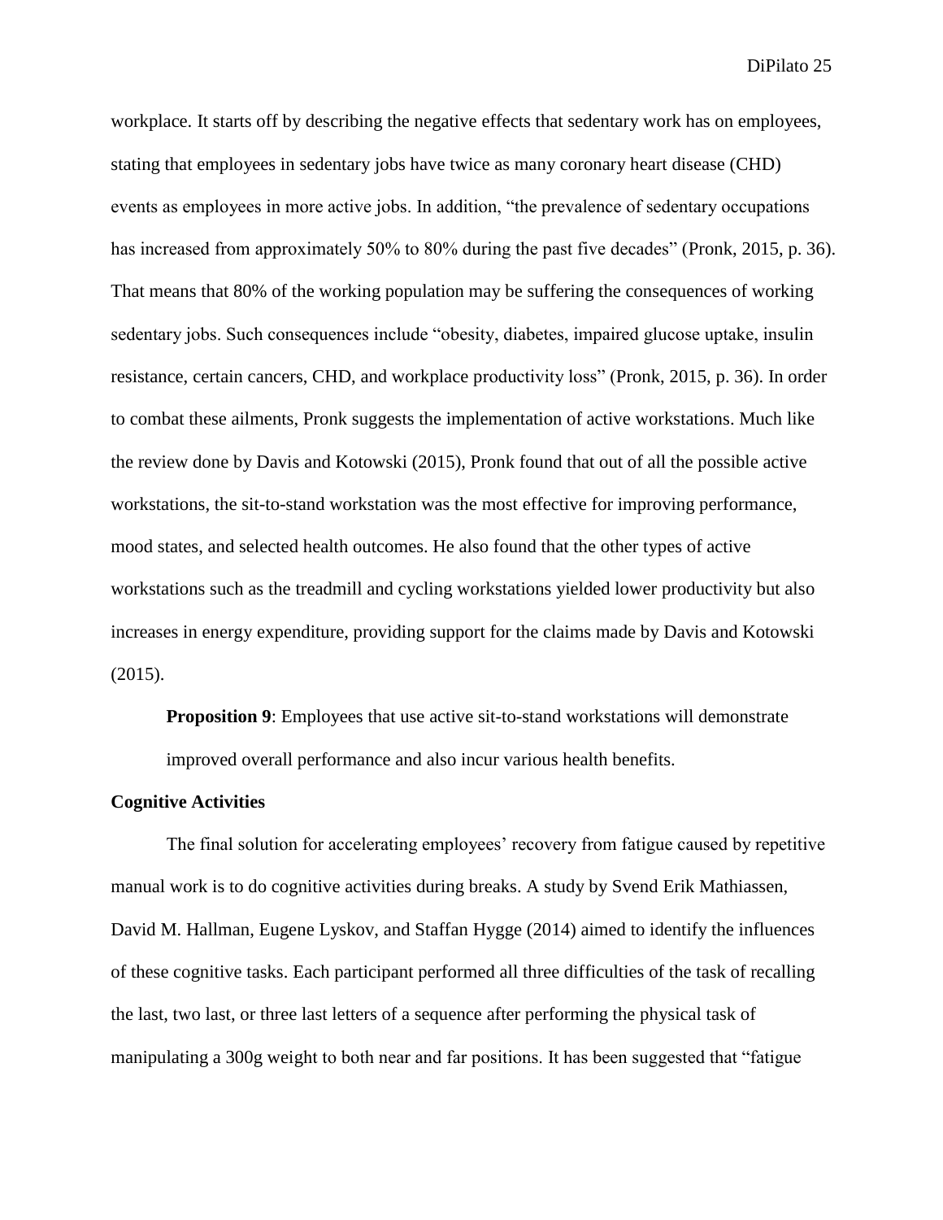workplace. It starts off by describing the negative effects that sedentary work has on employees, stating that employees in sedentary jobs have twice as many coronary heart disease (CHD) events as employees in more active jobs. In addition, "the prevalence of sedentary occupations has increased from approximately 50% to 80% during the past five decades" (Pronk, 2015, p. 36). That means that 80% of the working population may be suffering the consequences of working sedentary jobs. Such consequences include "obesity, diabetes, impaired glucose uptake, insulin resistance, certain cancers, CHD, and workplace productivity loss" (Pronk, 2015, p. 36). In order to combat these ailments, Pronk suggests the implementation of active workstations. Much like the review done by Davis and Kotowski (2015), Pronk found that out of all the possible active workstations, the sit-to-stand workstation was the most effective for improving performance, mood states, and selected health outcomes. He also found that the other types of active workstations such as the treadmill and cycling workstations yielded lower productivity but also increases in energy expenditure, providing support for the claims made by Davis and Kotowski (2015).

**Proposition 9**: Employees that use active sit-to-stand workstations will demonstrate improved overall performance and also incur various health benefits.

### Cognitive Activities

The final solution for accelerating employees' recovery from fatigue caused by repetitive manual work is to do cognitive activities during breaks. A study by Svend Erik Mathiassen, David M. Hallman, Eugene Lyskov, and Staffan Hygge (2014) aimed to identify the influences of these cognitive tasks. Each participant performed all three difficulties of the task of recalling the last, two last, or three last letters of a sequence after performing the physical task of manipulating a 300g weight to both near and far positions. It has been suggested that "fatigue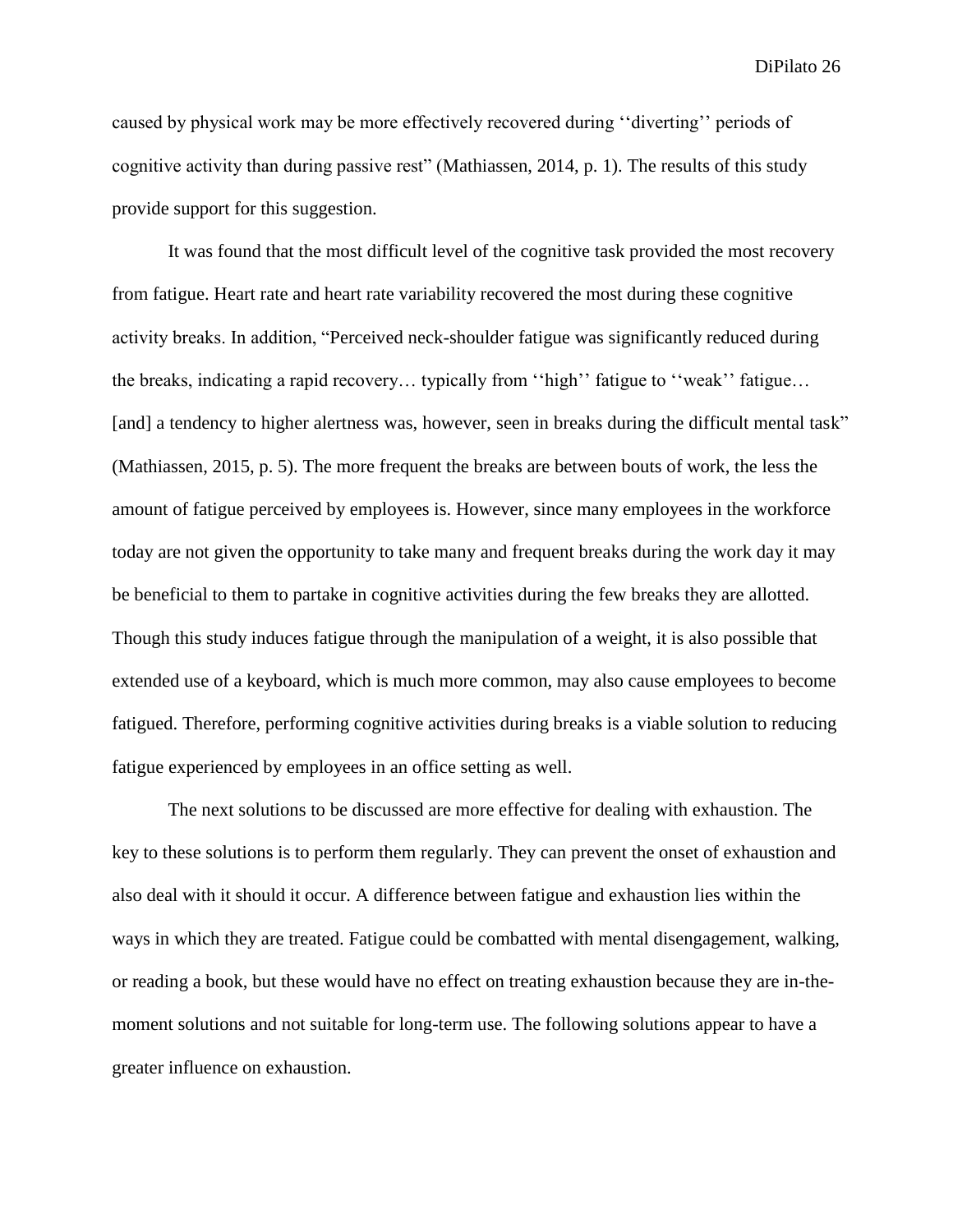caused by physical work may be more effectively recovered during ''diverting'' periods of cognitive activity than during passive rest" (Mathiassen, 2014, p. 1). The results of this study provide support for this suggestion.

It was found that the most difficult level of the cognitive task provided the most recovery from fatigue. Heart rate and heart rate variability recovered the most during these cognitive activity breaks. In addition, "Perceived neck-shoulder fatigue was significantly reduced during the breaks, indicating a rapid recovery… typically from ''high'' fatigue to ''weak'' fatigue… [and] a tendency to higher alertness was, however, seen in breaks during the difficult mental task" (Mathiassen, 2015, p. 5). The more frequent the breaks are between bouts of work, the less the amount of fatigue perceived by employees is. However, since many employees in the workforce today are not given the opportunity to take many and frequent breaks during the work day it may be beneficial to them to partake in cognitive activities during the few breaks they are allotted. Though this study induces fatigue through the manipulation of a weight, it is also possible that extended use of a keyboard, which is much more common, may also cause employees to become fatigued. Therefore, performing cognitive activities during breaks is a viable solution to reducing fatigue experienced by employees in an office setting as well.

The next solutions to be discussed are more effective for dealing with exhaustion. The key to these solutions is to perform them regularly. They can prevent the onset of exhaustion and also deal with it should it occur. A difference between fatigue and exhaustion lies within the ways in which they are treated. Fatigue could be combatted with mental disengagement, walking, or reading a book, but these would have no effect on treating exhaustion because they are in-the-moment solutions and not suitable for long-term use. The following solutions appear to have a greater influence on exhaustion.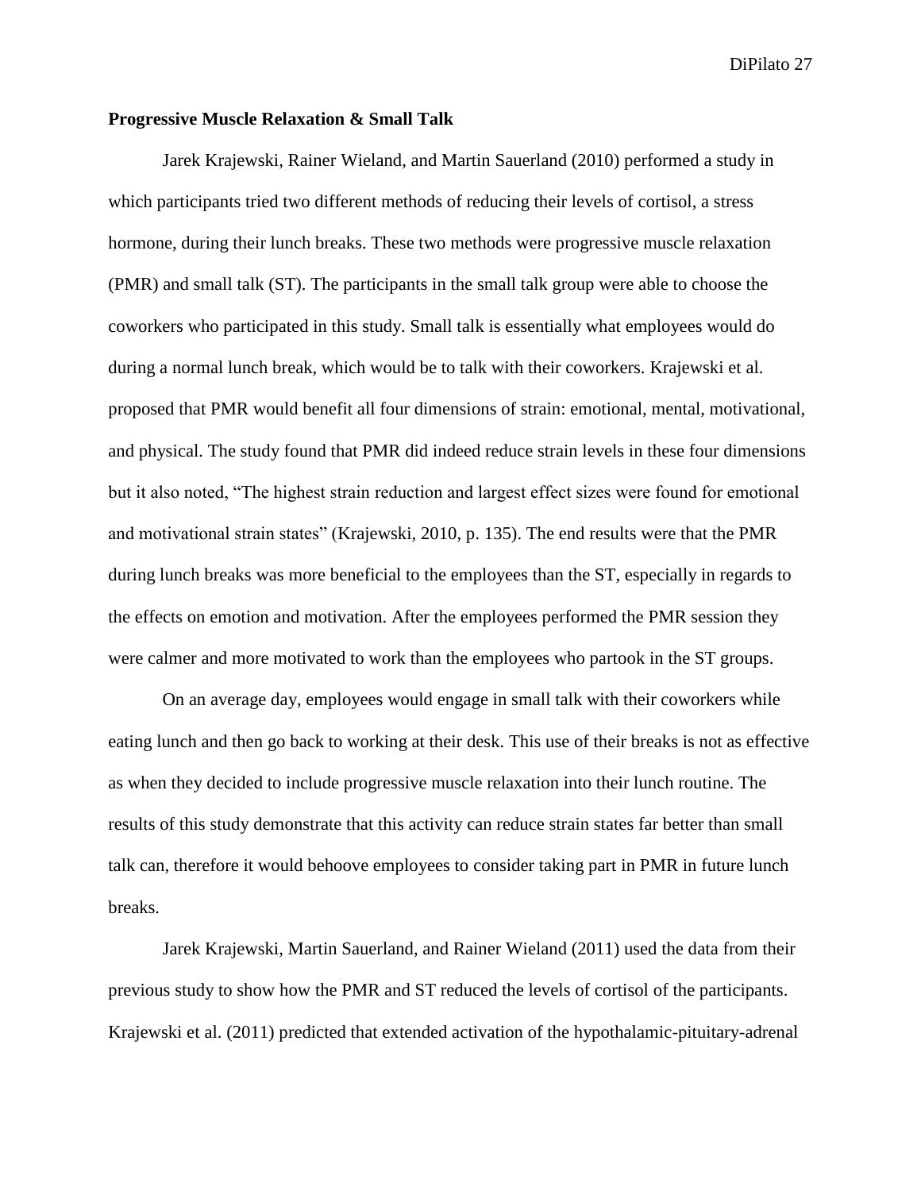**Progressive Muscle Relaxation & Small Talk**

Jarek Krajewski, Rainer Wieland, and Martin Sauerland (2010) performed a study in which participants tried two different methods of reducing their levels of cortisol, a stress hormone, during their lunch breaks. These two methods were progressive muscle relaxation (PMR) and small talk (ST). The participants in the small talk group were able to choose the coworkers who participated in this study. Small talk is essentially what employees would do during a normal lunch break, which would be to talk with their coworkers. Krajewski et al. proposed that PMR would benefit all four dimensions of strain: emotional, mental, motivational, and physical. The study found that PMR did indeed reduce strain levels in these four dimensions but it also noted, "The highest strain reduction and largest effect sizes were found for emotional and motivational strain states" (Krajewski, 2010, p. 135). The end results were that the PMR during lunch breaks was more beneficial to the employees than the ST, especially in regards to the effects on emotion and motivation. After the employees performed the PMR session they were calmer and more motivated to work than the employees who partook in the ST groups.

On an average day, employees would engage in small talk with their coworkers while eating lunch and then go back to working at their desk. This use of their breaks is not as effective as when they decided to include progressive muscle relaxation into their lunch routine. The results of this study demonstrate that this activity can reduce strain states far better than small talk can, therefore it would behoove employees to consider taking part in PMR in future lunch breaks.

Jarek Krajewski, Martin Sauerland, and Rainer Wieland (2011) used the data from their previous study to show how the PMR and ST reduced the levels of cortisol of the participants. Krajewski et al. (2011) predicted that extended activation of the hypothalamic-pituitary-adrenal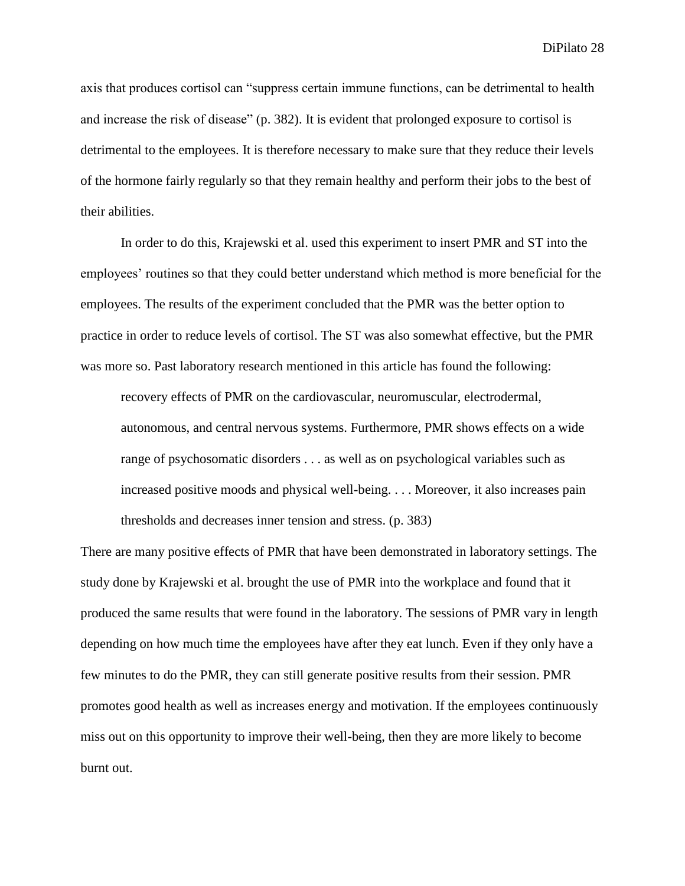axis that produces cortisol can "suppress certain immune functions, can be detrimental to health and increase the risk of disease" (p. 382). It is evident that prolonged exposure to cortisol is detrimental to the employees. It is therefore necessary to make sure that they reduce their levels of the hormone fairly regularly so that they remain healthy and perform their jobs to the best of their abilities.

In order to do this, Krajewski et al. used this experiment to insert PMR and ST into the employees' routines so that they could better understand which method is more beneficial for the employees. The results of the experiment concluded that the PMR was the better option to practice in order to reduce levels of cortisol. The ST was also somewhat effective, but the PMR was more so. Past laboratory research mentioned in this article has found the following:

> recovery effects of PMR on the cardiovascular, neuromuscular, electrodermal, autonomous, and central nervous systems. Furthermore, PMR shows effects on a wide range of psychosomatic disorders . . . as well as on psychological variables such as increased positive moods and physical well-being. . . . Moreover, it also increases pain thresholds and decreases inner tension and stress. (p. 383)

There are many positive effects of PMR that have been demonstrated in laboratory settings. The study done by Krajewski et al. brought the use of PMR into the workplace and found that it produced the same results that were found in the laboratory. The sessions of PMR vary in length depending on how much time the employees have after they eat lunch. Even if they only have a few minutes to do the PMR, they can still generate positive results from their session. PMR promotes good health as well as increases energy and motivation. If the employees continuously miss out on this opportunity to improve their well-being, then they are more likely to become burnt out.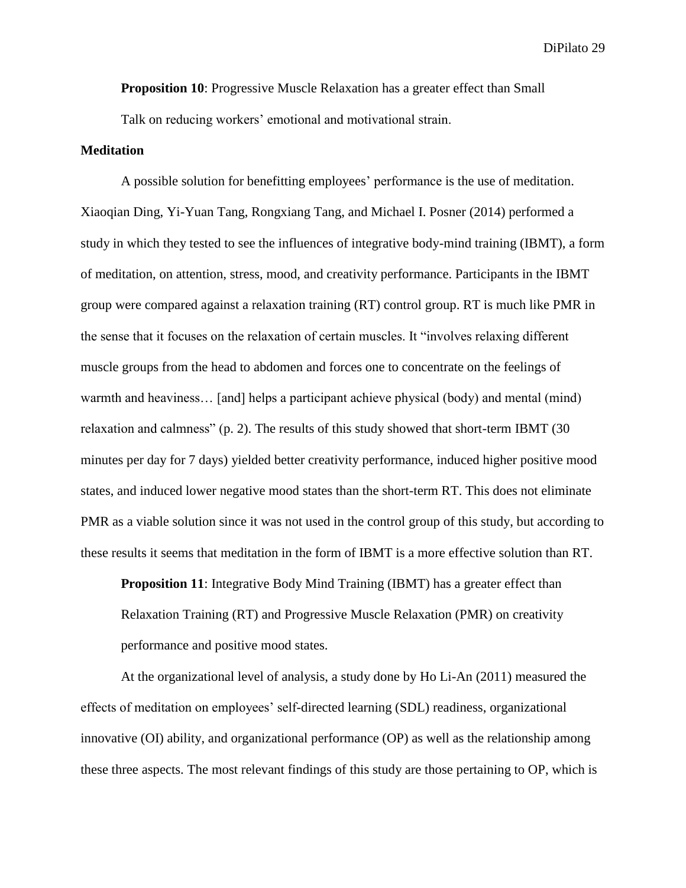**Proposition 10**: Progressive Muscle Relaxation has a greater effect than Small Talk on reducing workers' emotional and motivational strain.

**Meditation**

A possible solution for benefitting employees' performance is the use of meditation. Xiaoqian Ding, Yi-Yuan Tang, Rongxiang Tang, and Michael I. Posner (2014) performed a study in which they tested to see the influences of integrative body-mind training (IBMT), a form of meditation, on attention, stress, mood, and creativity performance. Participants in the IBMT group were compared against a relaxation training (RT) control group. RT is much like PMR in the sense that it focuses on the relaxation of certain muscles. It "involves relaxing different muscle groups from the head to abdomen and forces one to concentrate on the feelings of warmth and heaviness… [and] helps a participant achieve physical (body) and mental (mind) relaxation and calmness" (p. 2). The results of this study showed that short-term IBMT (30 minutes per day for 7 days) yielded better creativity performance, induced higher positive mood states, and induced lower negative mood states than the short-term RT. This does not eliminate PMR as a viable solution since it was not used in the control group of this study, but according to these results it seems that meditation in the form of IBMT is a more effective solution than RT.

**Proposition 11**: Integrative Body Mind Training (IBMT) has a greater effect than Relaxation Training (RT) and Progressive Muscle Relaxation (PMR) on creativity performance and positive mood states.

At the organizational level of analysis, a study done by Ho Li-An (2011) measured the effects of meditation on employees' self-directed learning (SDL) readiness, organizational innovative (OI) ability, and organizational performance (OP) as well as the relationship among these three aspects. The most relevant findings of this study are those pertaining to OP, which is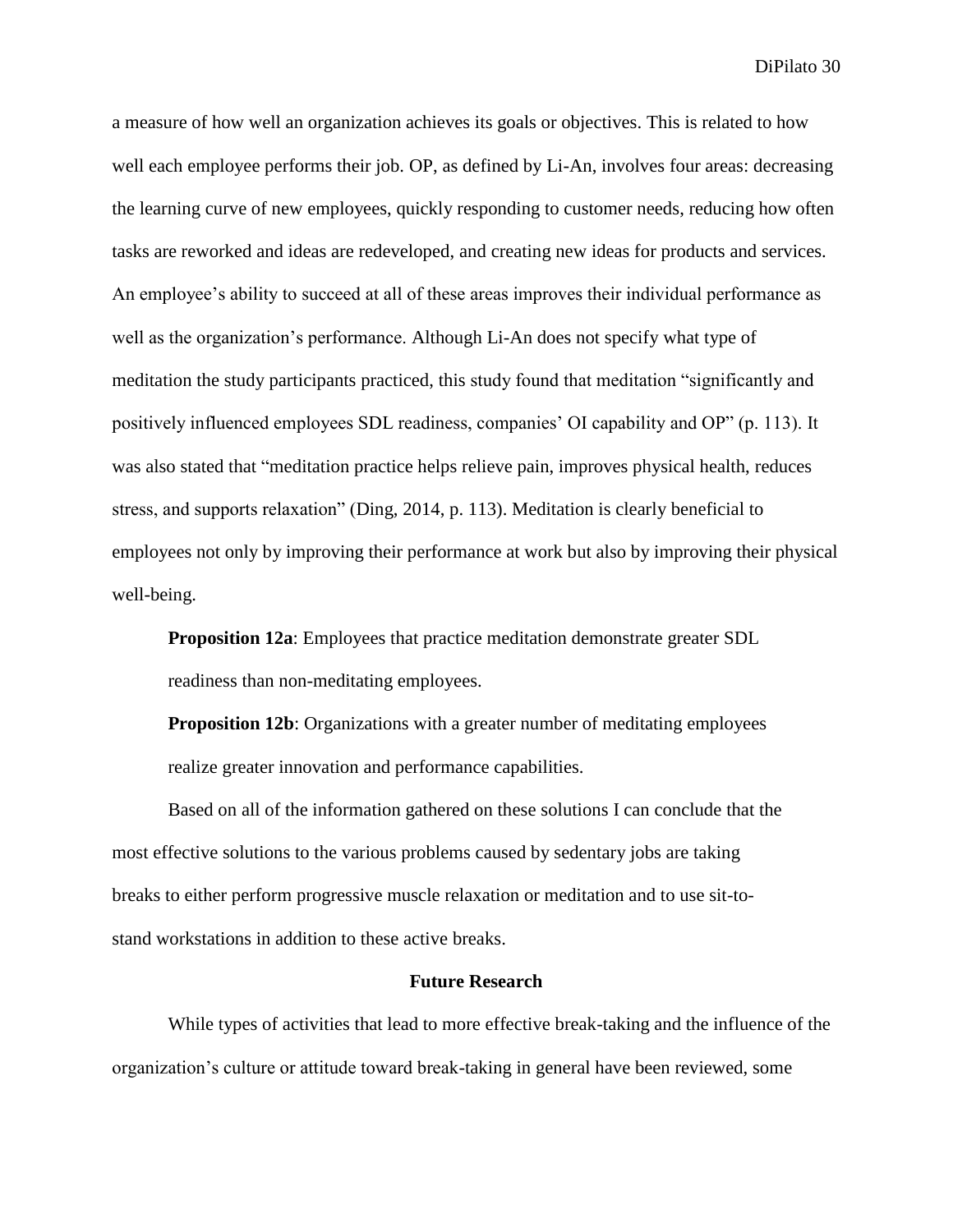a measure of how well an organization achieves its goals or objectives. This is related to how well each employee performs their job. OP, as defined by Li-An, involves four areas: decreasing the learning curve of new employees, quickly responding to customer needs, reducing how often tasks are reworked and ideas are redeveloped, and creating new ideas for products and services. An employee's ability to succeed at all of these areas improves their individual performance as well as the organization's performance. Although Li-An does not specify what type of meditation the study participants practiced, this study found that meditation "significantly and positively influenced employees SDL readiness, companies' OI capability and OP" (p. 113). It was also stated that "meditation practice helps relieve pain, improves physical health, reduces stress, and supports relaxation" (Ding, 2014, p. 113). Meditation is clearly beneficial to employees not only by improving their performance at work but also by improving their physical well-being.

**Proposition 12a**: Employees that practice meditation demonstrate greater SDL readiness than non-meditating employees.

**Proposition 12b**: Organizations with a greater number of meditating employees realize greater innovation and performance capabilities.

Based on all of the information gathered on these solutions I can conclude that the most effective solutions to the various problems caused by sedentary jobs are taking breaks to either perform progressive muscle relaxation or meditation and to use sit-to-stand workstations in addition to these active breaks.

## Future Research

While types of activities that lead to more effective break-taking and the influence of the organization's culture or attitude toward break-taking in general have been reviewed, some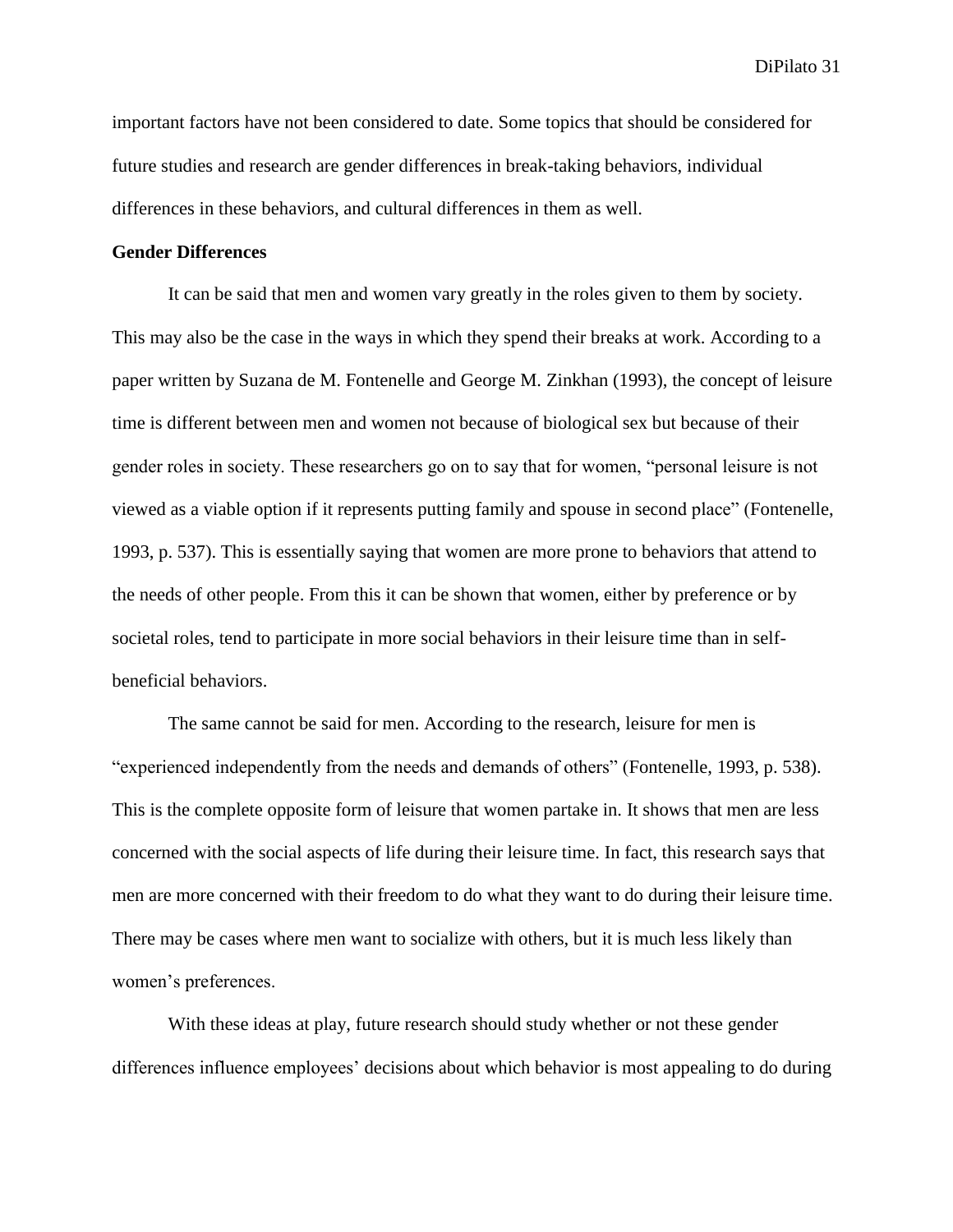important factors have not been considered to date. Some topics that should be considered for future studies and research are gender differences in break-taking behaviors, individual differences in these behaviors, and cultural differences in them as well.

**Gender Differences**

It can be said that men and women vary greatly in the roles given to them by society. This may also be the case in the ways in which they spend their breaks at work. According to a paper written by Suzana de M. Fontenelle and George M. Zinkhan (1993), the concept of leisure time is different between men and women not because of biological sex but because of their gender roles in society. These researchers go on to say that for women, "personal leisure is not viewed as a viable option if it represents putting family and spouse in second place" (Fontenelle, 1993, p. 537). This is essentially saying that women are more prone to behaviors that attend to the needs of other people. From this it can be shown that women, either by preference or by societal roles, tend to participate in more social behaviors in their leisure time than in self-beneficial behaviors.

The same cannot be said for men. According to the research, leisure for men is "experienced independently from the needs and demands of others" (Fontenelle, 1993, p. 538). This is the complete opposite form of leisure that women partake in. It shows that men are less concerned with the social aspects of life during their leisure time. In fact, this research says that men are more concerned with their freedom to do what they want to do during their leisure time. There may be cases where men want to socialize with others, but it is much less likely than women's preferences.

With these ideas at play, future research should study whether or not these gender differences influence employees' decisions about which behavior is most appealing to do during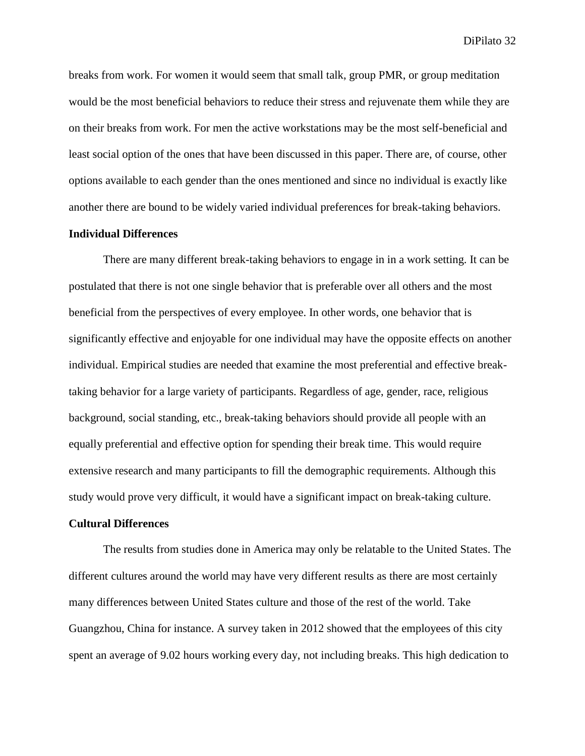breaks from work. For women it would seem that small talk, group PMR, or group meditation would be the most beneficial behaviors to reduce their stress and rejuvenate them while they are on their breaks from work. For men the active workstations may be the most self-beneficial and least social option of the ones that have been discussed in this paper. There are, of course, other options available to each gender than the ones mentioned and since no individual is exactly like another there are bound to be widely varied individual preferences for break-taking behaviors.

## Individual Differences

There are many different break-taking behaviors to engage in in a work setting. It can be postulated that there is not one single behavior that is preferable over all others and the most beneficial from the perspectives of every employee. In other words, one behavior that is significantly effective and enjoyable for one individual may have the opposite effects on another individual. Empirical studies are needed that examine the most preferential and effective break-taking behavior for a large variety of participants. Regardless of age, gender, race, religious background, social standing, etc., break-taking behaviors should provide all people with an equally preferential and effective option for spending their break time. This would require extensive research and many participants to fill the demographic requirements. Although this study would prove very difficult, it would have a significant impact on break-taking culture.

## Cultural Differences

The results from studies done in America may only be relatable to the United States. The different cultures around the world may have very different results as there are most certainly many differences between United States culture and those of the rest of the world. Take Guangzhou, China for instance. A survey taken in 2012 showed that the employees of this city spent an average of 9.02 hours working every day, not including breaks. This high dedication to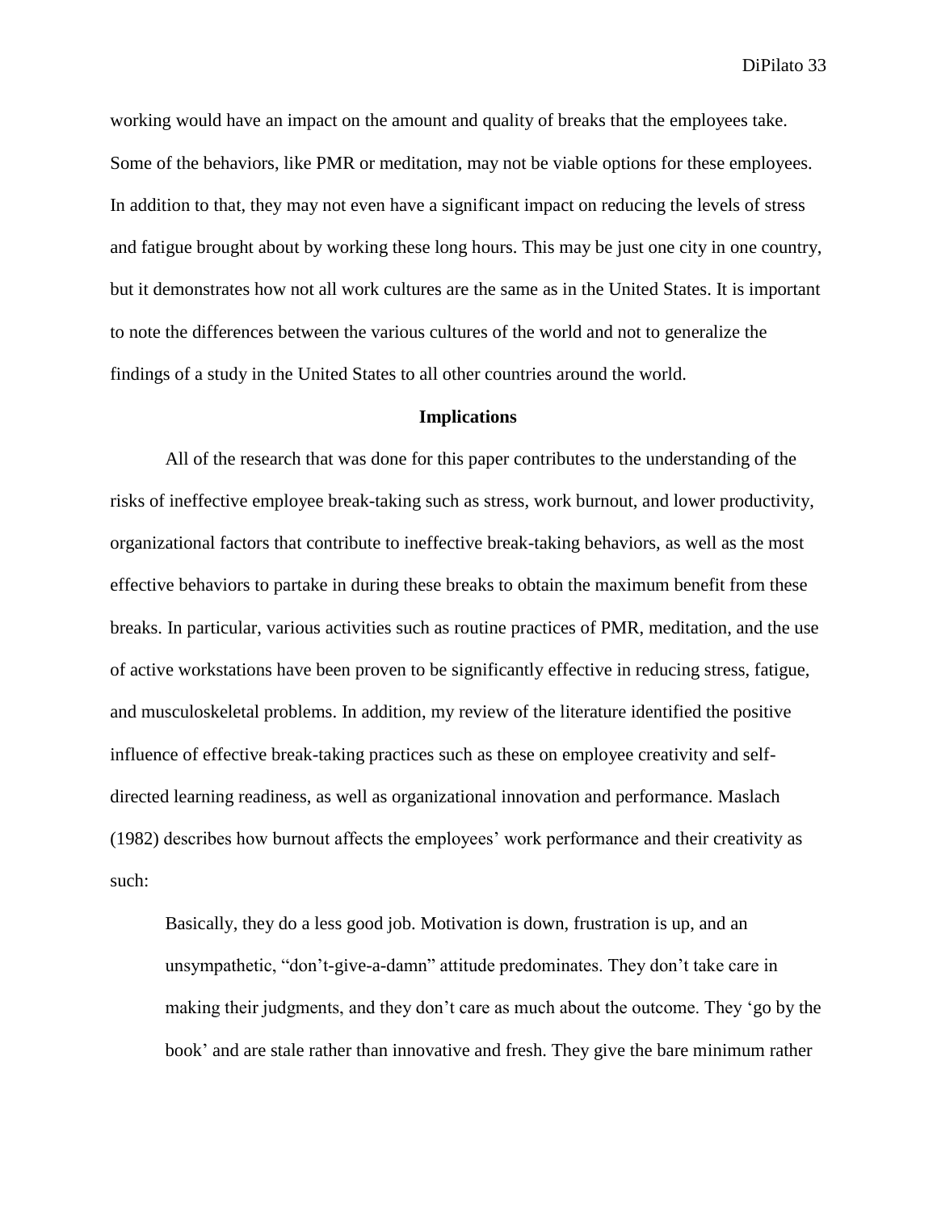working would have an impact on the amount and quality of breaks that the employees take. Some of the behaviors, like PMR or meditation, may not be viable options for these employees. In addition to that, they may not even have a significant impact on reducing the levels of stress and fatigue brought about by working these long hours. This may be just one city in one country, but it demonstrates how not all work cultures are the same as in the United States. It is important to note the differences between the various cultures of the world and not to generalize the findings of a study in the United States to all other countries around the world.

## Implications

All of the research that was done for this paper contributes to the understanding of the risks of ineffective employee break-taking such as stress, work burnout, and lower productivity, organizational factors that contribute to ineffective break-taking behaviors, as well as the most effective behaviors to partake in during these breaks to obtain the maximum benefit from these breaks. In particular, various activities such as routine practices of PMR, meditation, and the use of active workstations have been proven to be significantly effective in reducing stress, fatigue, and musculoskeletal problems. In addition, my review of the literature identified the positive influence of effective break-taking practices such as these on employee creativity and self-directed learning readiness, as well as organizational innovation and performance. Maslach (1982) describes how burnout affects the employees' work performance and their creativity as such:

> Basically, they do a less good job. Motivation is down, frustration is up, and an unsympathetic, "don't-give-a-damn" attitude predominates. They don't take care in making their judgments, and they don't care as much about the outcome. They 'go by the book' and are stale rather than innovative and fresh. They give the bare minimum rather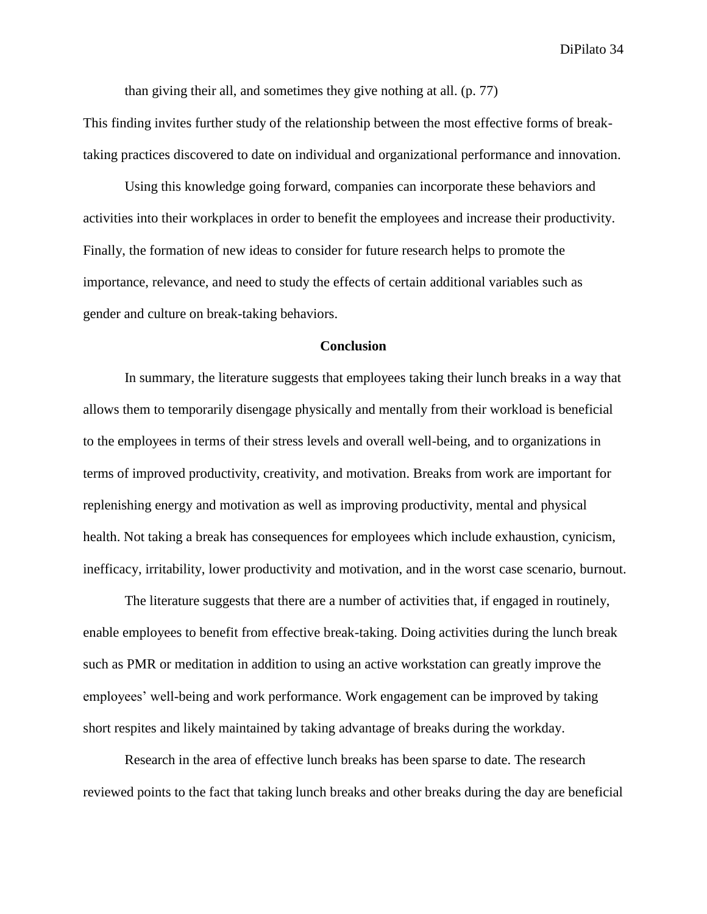than giving their all, and sometimes they give nothing at all. (p. 77)

This finding invites further study of the relationship between the most effective forms of break-taking practices discovered to date on individual and organizational performance and innovation.

Using this knowledge going forward, companies can incorporate these behaviors and activities into their workplaces in order to benefit the employees and increase their productivity. Finally, the formation of new ideas to consider for future research helps to promote the importance, relevance, and need to study the effects of certain additional variables such as gender and culture on break-taking behaviors.

## Conclusion

In summary, the literature suggests that employees taking their lunch breaks in a way that allows them to temporarily disengage physically and mentally from their workload is beneficial to the employees in terms of their stress levels and overall well-being, and to organizations in terms of improved productivity, creativity, and motivation. Breaks from work are important for replenishing energy and motivation as well as improving productivity, mental and physical health. Not taking a break has consequences for employees which include exhaustion, cynicism, inefficacy, irritability, lower productivity and motivation, and in the worst case scenario, burnout.

The literature suggests that there are a number of activities that, if engaged in routinely, enable employees to benefit from effective break-taking. Doing activities during the lunch break such as PMR or meditation in addition to using an active workstation can greatly improve the employees' well-being and work performance. Work engagement can be improved by taking short respites and likely maintained by taking advantage of breaks during the workday.

Research in the area of effective lunch breaks has been sparse to date. The research reviewed points to the fact that taking lunch breaks and other breaks during the day are beneficial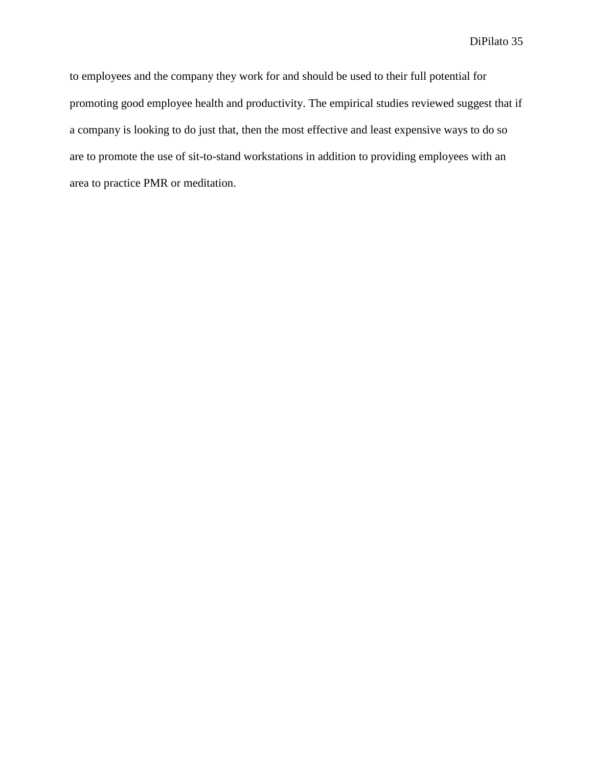to employees and the company they work for and should be used to their full potential for promoting good employee health and productivity. The empirical studies reviewed suggest that if a company is looking to do just that, then the most effective and least expensive ways to do so are to promote the use of sit-to-stand workstations in addition to providing employees with an area to practice PMR or meditation.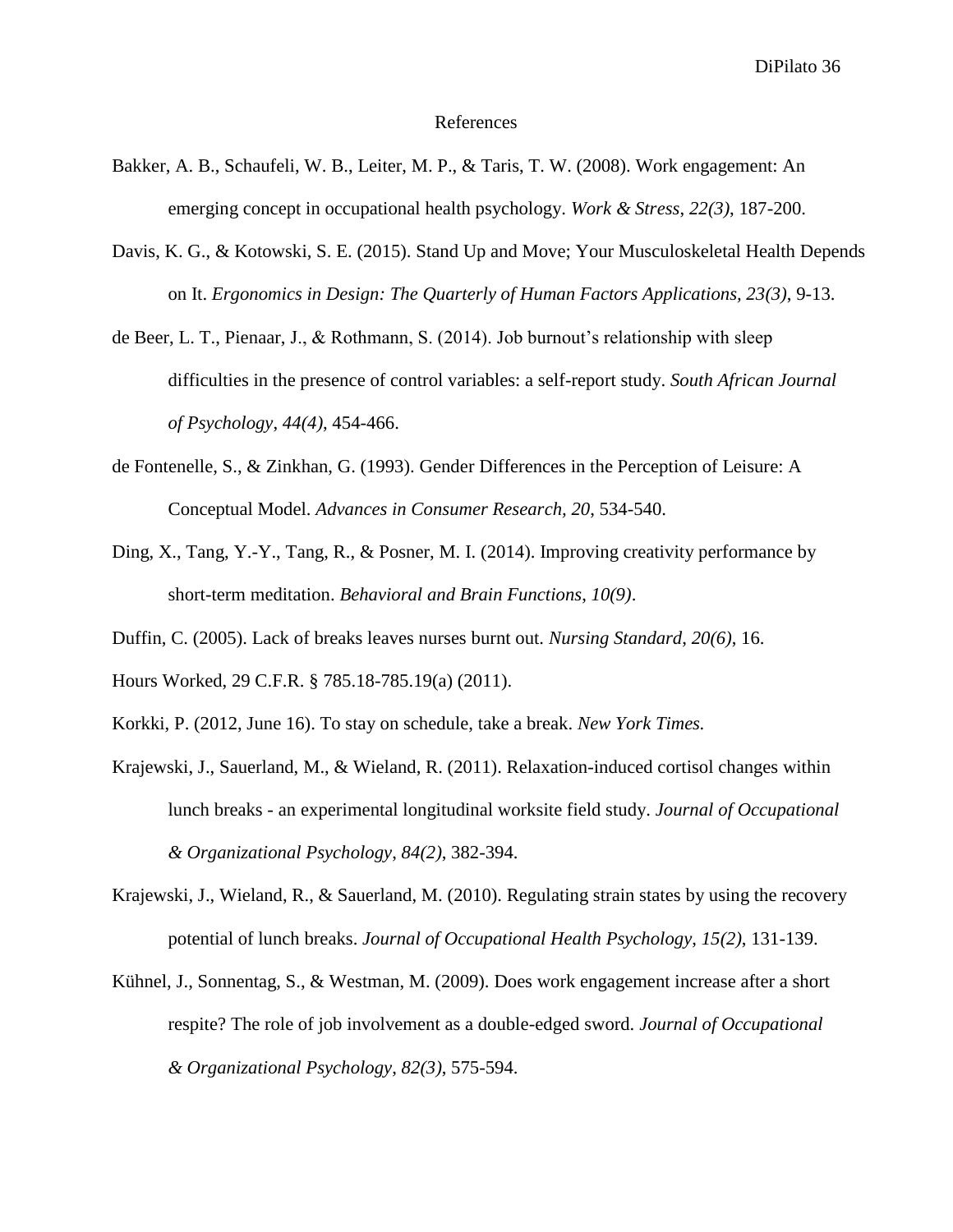# References

Bakker, A. B., Schaufeli, W. B., Leiter, M. P., & Taris, T. W. (2008). Work engagement: An emerging concept in occupational health psychology. *Work & Stress*, *22(3)*, 187-200.

Davis, K. G., & Kotowski, S. E. (2015). Stand Up and Move; Your Musculoskeletal Health Depends on It. *Ergonomics in Design: The Quarterly of Human Factors Applications, 23(3)*, 9-13.

de Beer, L. T., Pienaar, J., & Rothmann, S. (2014). Job burnout's relationship with sleep difficulties in the presence of control variables: a self-report study. *South African Journal of Psychology*, *44(4)*, 454-466.

de Fontenelle, S., & Zinkhan, G. (1993). Gender Differences in the Perception of Leisure: A Conceptual Model. *Advances in Consumer Research, 20*, 534-540.

Ding, X., Tang, Y.-Y., Tang, R., & Posner, M. I. (2014). Improving creativity performance by short-term meditation. *Behavioral and Brain Functions*, *10(9)*.

Duffin, C. (2005). Lack of breaks leaves nurses burnt out. *Nursing Standard, 20(6)*, 16.

Hours Worked, 29 C.F.R. § 785.18-785.19(a) (2011).

Korkki, P. (2012, June 16). To stay on schedule, take a break. *New York Times.*

Krajewski, J., Sauerland, M., & Wieland, R. (2011). Relaxation-induced cortisol changes within lunch breaks - an experimental longitudinal worksite field study. *Journal of Occupational & Organizational Psychology*, *84(2)*, 382-394.

Krajewski, J., Wieland, R., & Sauerland, M. (2010). Regulating strain states by using the recovery potential of lunch breaks. *Journal of Occupational Health Psychology*, *15(2)*, 131-139.

Kühnel, J., Sonnentag, S., & Westman, M. (2009). Does work engagement increase after a short respite? The role of job involvement as a double-edged sword. *Journal of Occupational & Organizational Psychology*, *82(3)*, 575-594.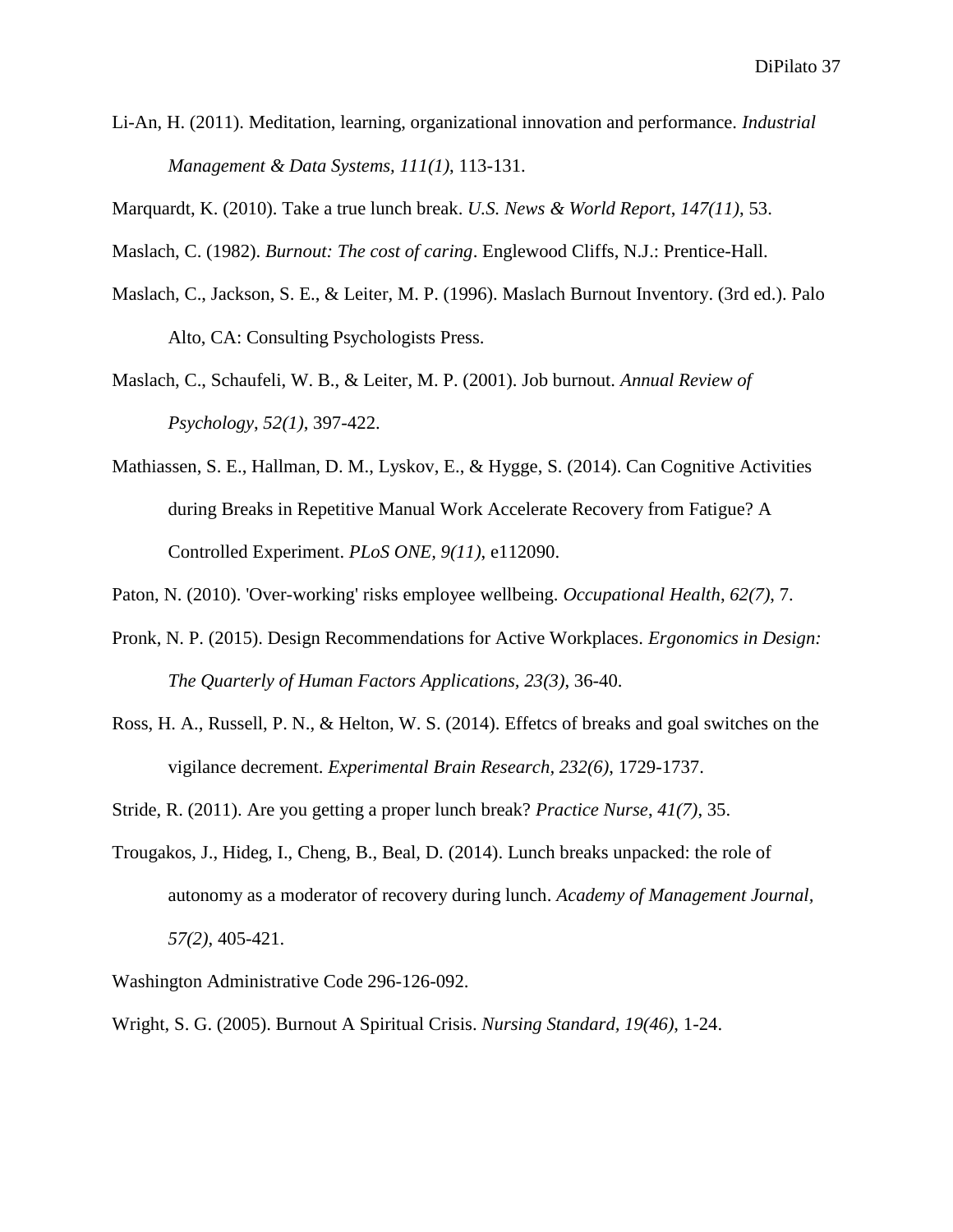Li-An, H. (2011). Meditation, learning, organizational innovation and performance. *Industrial Management & Data Systems, 111(1)*, 113-131.

Marquardt, K. (2010). Take a true lunch break. *U.S. News & World Report*, *147(11)*, 53.

Maslach, C. (1982). *Burnout: The cost of caring*. Englewood Cliffs, N.J.: Prentice-Hall.

Maslach, C., Jackson, S. E., & Leiter, M. P. (1996). Maslach Burnout Inventory. (3rd ed.). Palo Alto, CA: Consulting Psychologists Press.

Maslach, C., Schaufeli, W. B., & Leiter, M. P. (2001). Job burnout. *Annual Review of Psychology*, *52(1)*, 397-422.

Mathiassen, S. E., Hallman, D. M., Lyskov, E., & Hygge, S. (2014). Can Cognitive Activities during Breaks in Repetitive Manual Work Accelerate Recovery from Fatigue? A Controlled Experiment. *PLoS ONE, 9(11)*, e112090.

Paton, N. (2010). 'Over-working' risks employee wellbeing. *Occupational Health*, *62(7)*, 7.

Pronk, N. P. (2015). Design Recommendations for Active Workplaces. *Ergonomics in Design: The Quarterly of Human Factors Applications, 23(3)*, 36-40.

Ross, H. A., Russell, P. N., & Helton, W. S. (2014). Effetcs of breaks and goal switches on the vigilance decrement. *Experimental Brain Research, 232(6)*, 1729-1737.

Stride, R. (2011). Are you getting a proper lunch break? *Practice Nurse*, *41(7)*, 35.

Trougakos, J., Hideg, I., Cheng, B., Beal, D. (2014). Lunch breaks unpacked: the role of autonomy as a moderator of recovery during lunch. *Academy of Management Journal, 57(2)*, 405-421.

Washington Administrative Code 296-126-092.

Wright, S. G. (2005). Burnout A Spiritual Crisis. *Nursing Standard*, *19(46)*, 1-24.